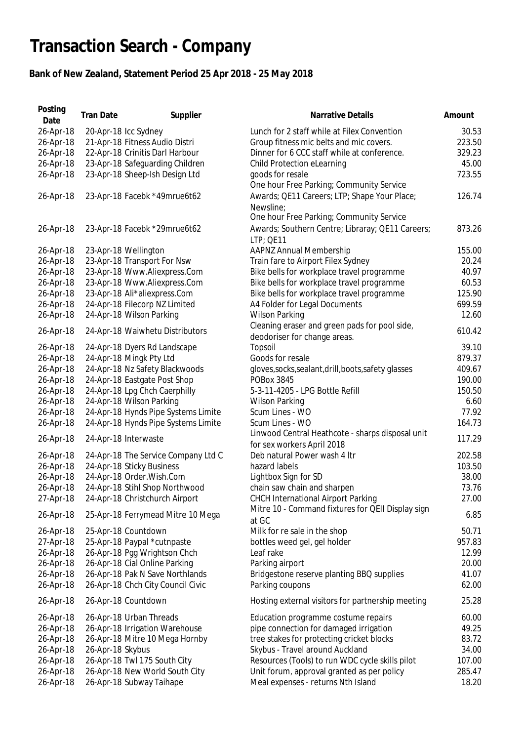# Transaction Search - Company

## Bank of New Zealand, Statement Period 25 Apr 2018 - 25 May 2018

| Posting Date | Tran Date | Supplier | Narrative Details | Amount |
|---|---|---|---|---|
| 26-Apr-18 | 20-Apr-18 | Icc Sydney | Lunch for 2 staff while at Filex Convention | 30.53 |
| 26-Apr-18 | 21-Apr-18 | Fitness Audio Distri | Group fitness mic belts and mic covers. | 223.50 |
| 26-Apr-18 | 22-Apr-18 | Crinitis Darl Harbour | Dinner for 6 CCC staff while at conference. | 329.23 |
| 26-Apr-18 | 23-Apr-18 | Safeguarding Children | Child Protection eLearning | 45.00 |
| 26-Apr-18 | 23-Apr-18 | Sheep-Ish Design Ltd | goods for resale | 723.55 |
| 26-Apr-18 | 23-Apr-18 | Facebk *49mrue6t62 | One hour Free Parking; Community Service Awards; QE11 Careers; LTP; Shape Your Place; Newsline; | 126.74 |
| 26-Apr-18 | 23-Apr-18 | Facebk *29mrue6t62 | One hour Free Parking; Community Service Awards; Southern Centre; Libraray; QE11 Careers; LTP; QE11 | 873.26 |
| 26-Apr-18 | 23-Apr-18 | Wellington | AAPNZ Annual Membership | 155.00 |
| 26-Apr-18 | 23-Apr-18 | Transport For Nsw | Train fare to Airport Filex Sydney | 20.24 |
| 26-Apr-18 | 23-Apr-18 | Www.Aliexpress.Com | Bike bells for workplace travel programme | 40.97 |
| 26-Apr-18 | 23-Apr-18 | Www.Aliexpress.Com | Bike bells for workplace travel programme | 60.53 |
| 26-Apr-18 | 23-Apr-18 | Ali*aliexpress.Com | Bike bells for workplace travel programme | 125.90 |
| 26-Apr-18 | 24-Apr-18 | Filecorp NZ Limited | A4 Folder for Legal Documents | 699.59 |
| 26-Apr-18 | 24-Apr-18 | Wilson Parking | Wilson Parking | 12.60 |
| 26-Apr-18 | 24-Apr-18 | Waiwhetu Distributors | Cleaning eraser and green pads for pool side, deodoriser for change areas. | 610.42 |
| 26-Apr-18 | 24-Apr-18 | Dyers Rd Landscape | Topsoil | 39.10 |
| 26-Apr-18 | 24-Apr-18 | Mingk Pty Ltd | Goods for resale | 879.37 |
| 26-Apr-18 | 24-Apr-18 | Nz Safety Blackwoods | gloves,socks,sealant,drill,boots,safety glasses | 409.67 |
| 26-Apr-18 | 24-Apr-18 | Eastgate Post Shop | POBox 3845 | 190.00 |
| 26-Apr-18 | 24-Apr-18 | Lpg Chch Caerphilly | 5-3-11-4205 - LPG Bottle Refill | 150.50 |
| 26-Apr-18 | 24-Apr-18 | Wilson Parking | Wilson Parking | 6.60 |
| 26-Apr-18 | 24-Apr-18 | Hynds Pipe Systems Limite | Scum Lines - WO | 77.92 |
| 26-Apr-18 | 24-Apr-18 | Hynds Pipe Systems Limite | Scum Lines - WO | 164.73 |
| 26-Apr-18 | 24-Apr-18 | Interwaste | Linwood Central Heathcote - sharps disposal unit for sex workers April 2018 | 117.29 |
| 26-Apr-18 | 24-Apr-18 | The Service Company Ltd C | Deb natural Power wash 4 ltr | 202.58 |
| 26-Apr-18 | 24-Apr-18 | Sticky Business | hazard labels | 103.50 |
| 26-Apr-18 | 24-Apr-18 | Order.Wish.Com | Lightbox Sign for SD | 38.00 |
| 26-Apr-18 | 24-Apr-18 | Stihl Shop Northwood | chain saw chain and sharpen | 73.76 |
| 27-Apr-18 | 24-Apr-18 | Christchurch Airport | CHCH International Airport Parking | 27.00 |
| 26-Apr-18 | 25-Apr-18 | Ferrymead Mitre 10 Mega | Mitre 10 - Command fixtures for QEII Display sign at GC | 6.85 |
| 26-Apr-18 | 25-Apr-18 | Countdown | Milk for re sale in the shop | 50.71 |
| 27-Apr-18 | 25-Apr-18 | Paypal *cutnpaste | bottles weed gel, gel holder | 957.83 |
| 26-Apr-18 | 26-Apr-18 | Pgg Wrightson Chch | Leaf rake | 12.99 |
| 26-Apr-18 | 26-Apr-18 | Cial Online Parking | Parking airport | 20.00 |
| 26-Apr-18 | 26-Apr-18 | Pak N Save Northlands | Bridgestone reserve planting BBQ supplies | 41.07 |
| 26-Apr-18 | 26-Apr-18 | Chch City Council Civic | Parking coupons | 62.00 |
| 26-Apr-18 | 26-Apr-18 | Countdown | Hosting external visitors for partnership meeting | 25.28 |
| 26-Apr-18 | 26-Apr-18 | Urban Threads | Education programme costume repairs | 60.00 |
| 26-Apr-18 | 26-Apr-18 | Irrigation Warehouse | pipe connection for damaged irrigation | 49.25 |
| 26-Apr-18 | 26-Apr-18 | Mitre 10 Mega Hornby | tree stakes for protecting cricket blocks | 83.72 |
| 26-Apr-18 | 26-Apr-18 | Skybus | Skybus - Travel around Auckland | 34.00 |
| 26-Apr-18 | 26-Apr-18 | Twl 175 South City | Resources (Tools) to run WDC cycle skills pilot | 107.00 |
| 26-Apr-18 | 26-Apr-18 | New World South City | Unit forum, approval granted as per policy | 285.47 |
| 26-Apr-18 | 26-Apr-18 | Subway Taihape | Meal expenses - returns Nth Island | 18.20 |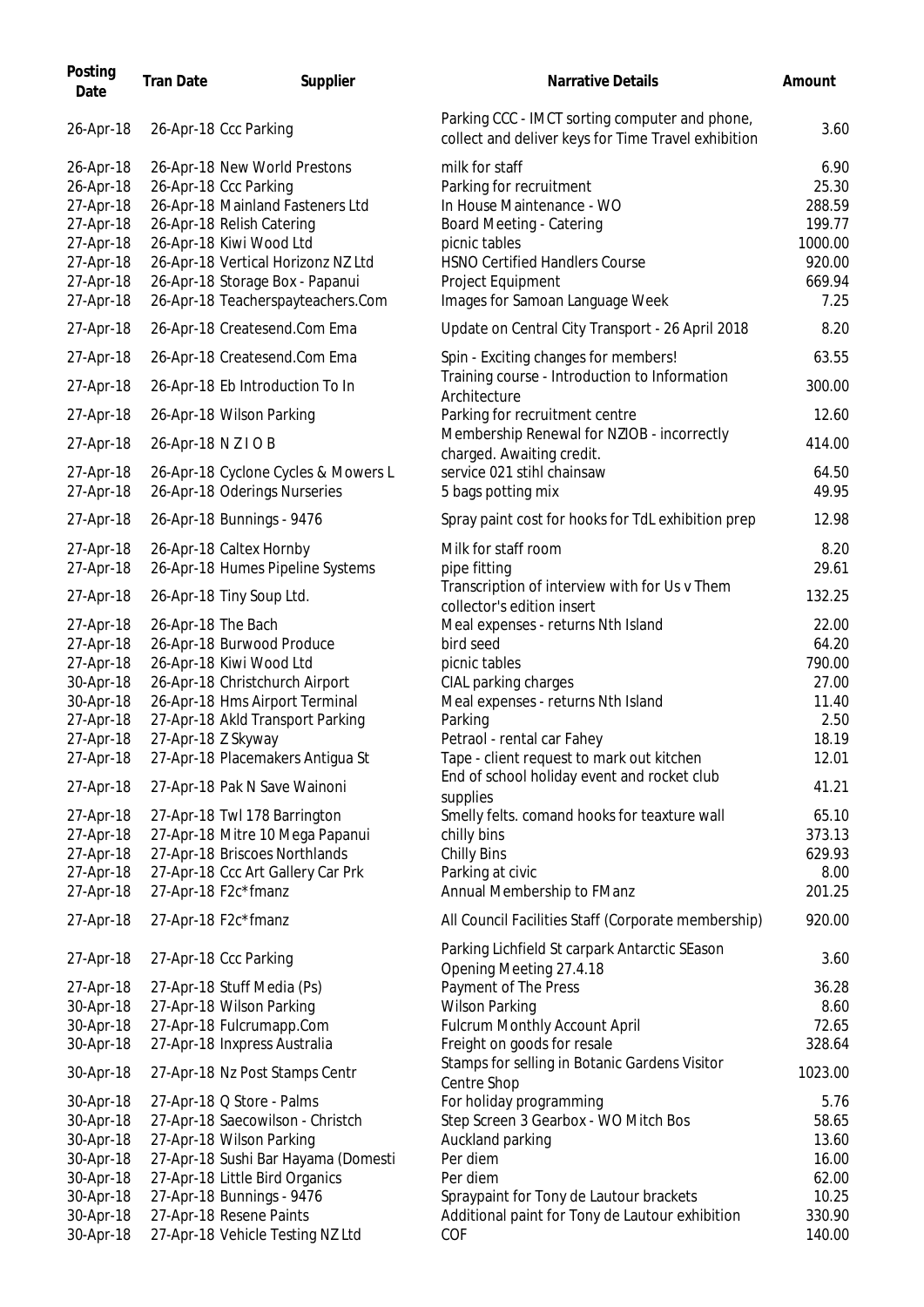| Posting Date | Tran Date | Supplier | Narrative Details | Amount |
|---|---|---|---|---|
| 26-Apr-18 | 26-Apr-18 | Ccc Parking | Parking CCC - IMCT sorting computer and phone, collect and deliver keys for Time Travel exhibition | 3.60 |
| 26-Apr-18 | 26-Apr-18 | New World Prestons | milk for staff | 6.90 |
| 26-Apr-18 | 26-Apr-18 | Ccc Parking | Parking for recruitment | 25.30 |
| 27-Apr-18 | 26-Apr-18 | Mainland Fasteners Ltd | In House Maintenance - WO | 288.59 |
| 27-Apr-18 | 26-Apr-18 | Relish Catering | Board Meeting - Catering | 199.77 |
| 27-Apr-18 | 26-Apr-18 | Kiwi Wood Ltd | picnic tables | 1000.00 |
| 27-Apr-18 | 26-Apr-18 | Vertical Horizonz NZ Ltd | HSNO Certified Handlers Course | 920.00 |
| 27-Apr-18 | 26-Apr-18 | Storage Box - Papanui | Project Equipment | 669.94 |
| 27-Apr-18 | 26-Apr-18 | Teacherspayteachers.Com | Images for Samoan Language Week | 7.25 |
| 27-Apr-18 | 26-Apr-18 | Createsend.Com Ema | Update on Central City Transport - 26 April 2018 | 8.20 |
| 27-Apr-18 | 26-Apr-18 | Createsend.Com Ema | Spin - Exciting changes for members! | 63.55 |
| 27-Apr-18 | 26-Apr-18 | Eb Introduction To In | Training course - Introduction to Information Architecture | 300.00 |
| 27-Apr-18 | 26-Apr-18 | Wilson Parking | Parking for recruitment centre | 12.60 |
| 27-Apr-18 | 26-Apr-18 | N Z I O B | Membership Renewal for NZIOB - incorrectly charged. Awaiting credit. | 414.00 |
| 27-Apr-18 | 26-Apr-18 | Cyclone Cycles & Mowers L | service 021 stihl chainsaw | 64.50 |
| 27-Apr-18 | 26-Apr-18 | Oderings Nurseries | 5 bags potting mix | 49.95 |
| 27-Apr-18 | 26-Apr-18 | Bunnings - 9476 | Spray paint cost for hooks for TdL exhibition prep | 12.98 |
| 27-Apr-18 | 26-Apr-18 | Caltex Hornby | Milk for staff room | 8.20 |
| 27-Apr-18 | 26-Apr-18 | Humes Pipeline Systems | pipe fitting | 29.61 |
| 27-Apr-18 | 26-Apr-18 | Tiny Soup Ltd. | Transcription of interview with for Us v Them collector's edition insert | 132.25 |
| 27-Apr-18 | 26-Apr-18 | The Bach | Meal expenses - returns Nth Island | 22.00 |
| 27-Apr-18 | 26-Apr-18 | Burwood Produce | bird seed | 64.20 |
| 27-Apr-18 | 26-Apr-18 | Kiwi Wood Ltd | picnic tables | 790.00 |
| 30-Apr-18 | 26-Apr-18 | Christchurch Airport | CIAL parking charges | 27.00 |
| 30-Apr-18 | 26-Apr-18 | Hms Airport Terminal | Meal expenses - returns Nth Island | 11.40 |
| 27-Apr-18 | 27-Apr-18 | Akld Transport Parking | Parking | 2.50 |
| 27-Apr-18 | 27-Apr-18 | Z Skyway | Petraol - rental car Fahey | 18.19 |
| 27-Apr-18 | 27-Apr-18 | Placemakers Antigua St | Tape - client request to mark out kitchen | 12.01 |
| 27-Apr-18 | 27-Apr-18 | Pak N Save Wainoni | End of school holiday event and rocket club supplies | 41.21 |
| 27-Apr-18 | 27-Apr-18 | Twl 178 Barrington | Smelly felts. comand hooks for teaxture wall | 65.10 |
| 27-Apr-18 | 27-Apr-18 | Mitre 10 Mega Papanui | chilly bins | 373.13 |
| 27-Apr-18 | 27-Apr-18 | Briscoes Northlands | Chilly Bins | 629.93 |
| 27-Apr-18 | 27-Apr-18 | Ccc Art Gallery Car Prk | Parking at civic | 8.00 |
| 27-Apr-18 | 27-Apr-18 | F2c*fmanz | Annual Membership to FManz | 201.25 |
| 27-Apr-18 | 27-Apr-18 | F2c*fmanz | All Council Facilities Staff (Corporate membership) | 920.00 |
| 27-Apr-18 | 27-Apr-18 | Ccc Parking | Parking Lichfield St carpark Antarctic SEason Opening Meeting 27.4.18 | 3.60 |
| 27-Apr-18 | 27-Apr-18 | Stuff Media (Ps) | Payment of The Press | 36.28 |
| 30-Apr-18 | 27-Apr-18 | Wilson Parking | Wilson Parking | 8.60 |
| 30-Apr-18 | 27-Apr-18 | Fulcrumapp.Com | Fulcrum Monthly Account April | 72.65 |
| 30-Apr-18 | 27-Apr-18 | Inxpress Australia | Freight on goods for resale | 328.64 |
| 30-Apr-18 | 27-Apr-18 | Nz Post Stamps Centr | Stamps for selling in Botanic Gardens Visitor Centre Shop | 1023.00 |
| 30-Apr-18 | 27-Apr-18 | Q Store - Palms | For holiday programming | 5.76 |
| 30-Apr-18 | 27-Apr-18 | Saecowilson - Christch | Step Screen 3 Gearbox - WO Mitch Bos | 58.65 |
| 30-Apr-18 | 27-Apr-18 | Wilson Parking | Auckland parking | 13.60 |
| 30-Apr-18 | 27-Apr-18 | Sushi Bar Hayama (Domesti | Per diem | 16.00 |
| 30-Apr-18 | 27-Apr-18 | Little Bird Organics | Per diem | 62.00 |
| 30-Apr-18 | 27-Apr-18 | Bunnings - 9476 | Spraypaint for Tony de Lautour brackets | 10.25 |
| 30-Apr-18 | 27-Apr-18 | Resene Paints | Additional paint for Tony de Lautour exhibition | 330.90 |
| 30-Apr-18 | 27-Apr-18 | Vehicle Testing NZ Ltd | COF | 140.00 |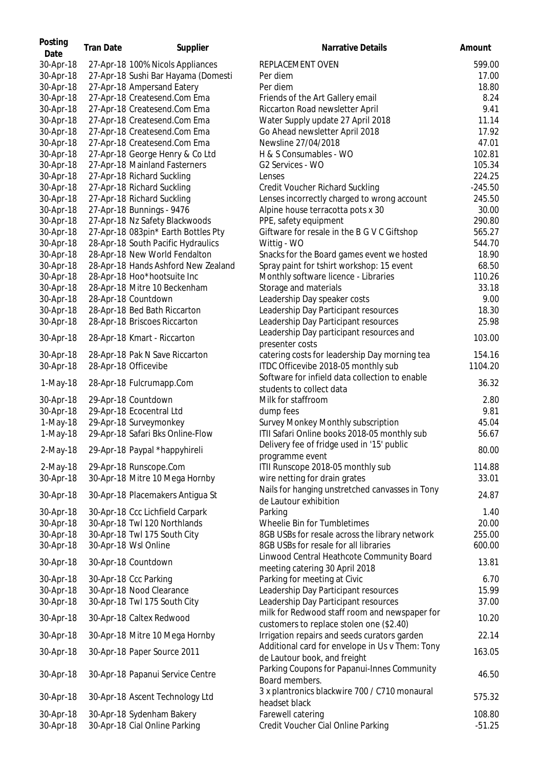| Posting Date | Tran Date | Supplier | Narrative Details | Amount |
|---|---|---|---|---|
| 30-Apr-18 | 27-Apr-18 | 100% Nicols Appliances | REPLACEMENT OVEN | 599.00 |
| 30-Apr-18 | 27-Apr-18 | Sushi Bar Hayama (Domesti | Per diem | 17.00 |
| 30-Apr-18 | 27-Apr-18 | Ampersand Eatery | Per diem | 18.80 |
| 30-Apr-18 | 27-Apr-18 | Createsend.Com Ema | Friends of the Art Gallery email | 8.24 |
| 30-Apr-18 | 27-Apr-18 | Createsend.Com Ema | Riccarton Road newsletter April | 9.41 |
| 30-Apr-18 | 27-Apr-18 | Createsend.Com Ema | Water Supply update 27 April 2018 | 11.14 |
| 30-Apr-18 | 27-Apr-18 | Createsend.Com Ema | Go Ahead newsletter April 2018 | 17.92 |
| 30-Apr-18 | 27-Apr-18 | Createsend.Com Ema | Newsline 27/04/2018 | 47.01 |
| 30-Apr-18 | 27-Apr-18 | George Henry & Co Ltd | H & S Consumables - WO | 102.81 |
| 30-Apr-18 | 27-Apr-18 | Mainland Fasterners | G2 Services - WO | 105.34 |
| 30-Apr-18 | 27-Apr-18 | Richard Suckling | Lenses | 224.25 |
| 30-Apr-18 | 27-Apr-18 | Richard Suckling | Credit Voucher Richard Suckling | -245.50 |
| 30-Apr-18 | 27-Apr-18 | Richard Suckling | Lenses incorrectly charged to wrong account | 245.50 |
| 30-Apr-18 | 27-Apr-18 | Bunnings - 9476 | Alpine house terracotta pots x 30 | 30.00 |
| 30-Apr-18 | 27-Apr-18 | Nz Safety Blackwoods | PPE, safety equipment | 290.80 |
| 30-Apr-18 | 27-Apr-18 | 083pin* Earth Bottles Pty | Giftware for resale in the B G V C Giftshop | 565.27 |
| 30-Apr-18 | 28-Apr-18 | South Pacific Hydraulics | Wittig - WO | 544.70 |
| 30-Apr-18 | 28-Apr-18 | New World Fendalton | Snacks for the Board games event we hosted | 18.90 |
| 30-Apr-18 | 28-Apr-18 | Hands Ashford New Zealand | Spray paint for tshirt workshop: 15 event | 68.50 |
| 30-Apr-18 | 28-Apr-18 | Hoo*hootsuite Inc | Monthly software licence - Libraries | 110.26 |
| 30-Apr-18 | 28-Apr-18 | Mitre 10 Beckenham | Storage and materials | 33.18 |
| 30-Apr-18 | 28-Apr-18 | Countdown | Leadership Day speaker costs | 9.00 |
| 30-Apr-18 | 28-Apr-18 | Bed Bath Riccarton | Leadership Day Participant resources | 18.30 |
| 30-Apr-18 | 28-Apr-18 | Briscoes Riccarton | Leadership Day Participant resources | 25.98 |
| 30-Apr-18 | 28-Apr-18 | Kmart - Riccarton | Leadership Day participant resources and presenter costs | 103.00 |
| 30-Apr-18 | 28-Apr-18 | Pak N Save Riccarton | catering costs for leadership Day morning tea | 154.16 |
| 30-Apr-18 | 28-Apr-18 | Officevibe | ITDC Officevibe 2018-05 monthly sub | 1104.20 |
| 1-May-18 | 28-Apr-18 | Fulcrumapp.Com | Software for infield data collection to enable students to collect data | 36.32 |
| 30-Apr-18 | 29-Apr-18 | Countdown | Milk for staffroom | 2.80 |
| 30-Apr-18 | 29-Apr-18 | Ecocentral Ltd | dump fees | 9.81 |
| 1-May-18 | 29-Apr-18 | Surveymonkey | Survey Monkey Monthly subscription | 45.04 |
| 1-May-18 | 29-Apr-18 | Safari Bks Online-Flow | ITII Safari Online books 2018-05 monthly sub | 56.67 |
| 2-May-18 | 29-Apr-18 | Paypal *happyhireli | Delivery fee of fridge used in '15' public programme event | 80.00 |
| 2-May-18 | 29-Apr-18 | Runscope.Com | ITII Runscope 2018-05 monthly sub | 114.88 |
| 30-Apr-18 | 30-Apr-18 | Mitre 10 Mega Hornby | wire netting for drain grates | 33.01 |
| 30-Apr-18 | 30-Apr-18 | Placemakers Antigua St | Nails for hanging unstretched canvasses in Tony de Lautour exhibition | 24.87 |
| 30-Apr-18 | 30-Apr-18 | Ccc Lichfield Carpark | Parking | 1.40 |
| 30-Apr-18 | 30-Apr-18 | Twl 120 Northlands | Wheelie Bin for Tumbletimes | 20.00 |
| 30-Apr-18 | 30-Apr-18 | Twl 175 South City | 8GB USBs for resale across the library network | 255.00 |
| 30-Apr-18 | 30-Apr-18 | Wsl Online | 8GB USBs for resale for all libraries | 600.00 |
| 30-Apr-18 | 30-Apr-18 | Countdown | Linwood Central Heathcote Community Board meeting catering 30 April 2018 | 13.81 |
| 30-Apr-18 | 30-Apr-18 | Ccc Parking | Parking for meeting at Civic | 6.70 |
| 30-Apr-18 | 30-Apr-18 | Nood Clearance | Leadership Day Participant resources | 15.99 |
| 30-Apr-18 | 30-Apr-18 | Twl 175 South City | Leadership Day Participant resources | 37.00 |
| 30-Apr-18 | 30-Apr-18 | Caltex Redwood | milk for Redwood staff room and newspaper for customers to replace stolen one ($2.40) | 10.20 |
| 30-Apr-18 | 30-Apr-18 | Mitre 10 Mega Hornby | Irrigation repairs and seeds curators garden | 22.14 |
| 30-Apr-18 | 30-Apr-18 | Paper Source 2011 | Additional card for envelope in Us v Them: Tony de Lautour book, and freight | 163.05 |
| 30-Apr-18 | 30-Apr-18 | Papanui Service Centre | Parking Coupons for Papanui-Innes Community Board members. | 46.50 |
| 30-Apr-18 | 30-Apr-18 | Ascent Technology Ltd | 3 x plantronics blackwire 700 / C710 monaural headset black | 575.32 |
| 30-Apr-18 | 30-Apr-18 | Sydenham Bakery | Farewell catering | 108.80 |
| 30-Apr-18 | 30-Apr-18 | Cial Online Parking | Credit Voucher Cial Online Parking | -51.25 |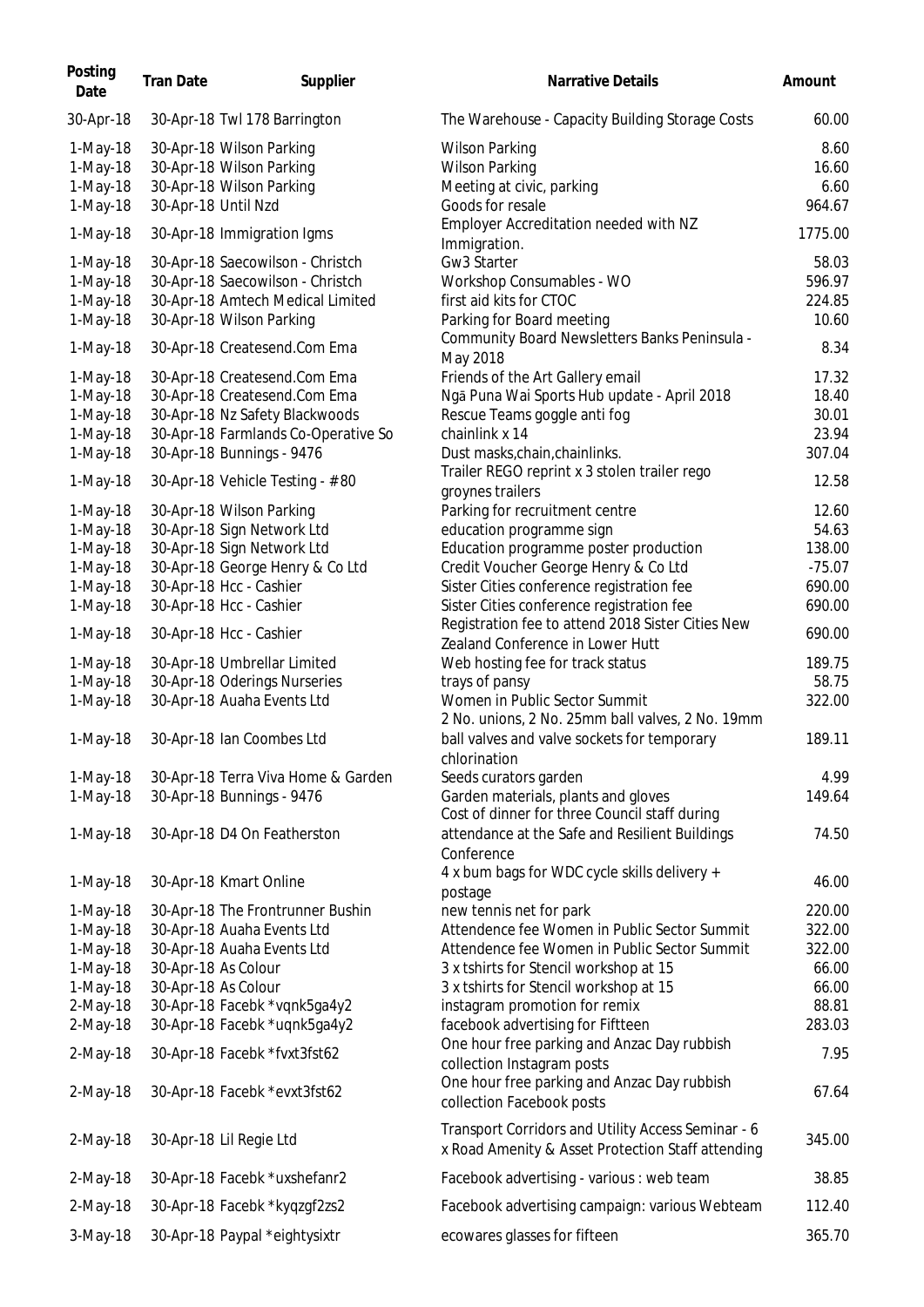| Posting Date | Tran Date | Supplier | Narrative Details | Amount |
|---|---|---|---|---|
| 30-Apr-18 | 30-Apr-18 | Twl 178 Barrington | The Warehouse - Capacity Building Storage Costs | 60.00 |
| 1-May-18 | 30-Apr-18 | Wilson Parking | Wilson Parking | 8.60 |
| 1-May-18 | 30-Apr-18 | Wilson Parking | Wilson Parking | 16.60 |
| 1-May-18 | 30-Apr-18 | Wilson Parking | Meeting at civic, parking | 6.60 |
| 1-May-18 | 30-Apr-18 | Until Nzd | Goods for resale | 964.67 |
| 1-May-18 | 30-Apr-18 | Immigration Igms | Employer Accreditation needed with NZ Immigration. | 1775.00 |
| 1-May-18 | 30-Apr-18 | Saecowilson - Christch | Gw3 Starter | 58.03 |
| 1-May-18 | 30-Apr-18 | Saecowilson - Christch | Workshop Consumables - WO | 596.97 |
| 1-May-18 | 30-Apr-18 | Amtech Medical Limited | first aid kits for CTOC | 224.85 |
| 1-May-18 | 30-Apr-18 | Wilson Parking | Parking for Board meeting | 10.60 |
| 1-May-18 | 30-Apr-18 | Createsend.Com Ema | Community Board Newsletters Banks Peninsula - May 2018 | 8.34 |
| 1-May-18 | 30-Apr-18 | Createsend.Com Ema | Friends of the Art Gallery email | 17.32 |
| 1-May-18 | 30-Apr-18 | Createsend.Com Ema | Ngā Puna Wai Sports Hub update - April 2018 | 18.40 |
| 1-May-18 | 30-Apr-18 | Nz Safety Blackwoods | Rescue Teams goggle anti fog | 30.01 |
| 1-May-18 | 30-Apr-18 | Farmlands Co-Operative So | chainlink x 14 | 23.94 |
| 1-May-18 | 30-Apr-18 | Bunnings - 9476 | Dust masks,chain,chainlinks. | 307.04 |
| 1-May-18 | 30-Apr-18 | Vehicle Testing - #80 | Trailer REGO reprint x 3 stolen trailer rego groynes trailers | 12.58 |
| 1-May-18 | 30-Apr-18 | Wilson Parking | Parking for recruitment centre | 12.60 |
| 1-May-18 | 30-Apr-18 | Sign Network Ltd | education programme sign | 54.63 |
| 1-May-18 | 30-Apr-18 | Sign Network Ltd | Education programme poster production | 138.00 |
| 1-May-18 | 30-Apr-18 | George Henry & Co Ltd | Credit Voucher George Henry & Co Ltd | -75.07 |
| 1-May-18 | 30-Apr-18 | Hcc - Cashier | Sister Cities conference registration fee | 690.00 |
| 1-May-18 | 30-Apr-18 | Hcc - Cashier | Sister Cities conference registration fee | 690.00 |
| 1-May-18 | 30-Apr-18 | Hcc - Cashier | Registration fee to attend 2018 Sister Cities New Zealand Conference in Lower Hutt | 690.00 |
| 1-May-18 | 30-Apr-18 | Umbrellar Limited | Web hosting fee for track status | 189.75 |
| 1-May-18 | 30-Apr-18 | Oderings Nurseries | trays of pansy | 58.75 |
| 1-May-18 | 30-Apr-18 | Auaha Events Ltd | Women in Public Sector Summit | 322.00 |
| 1-May-18 | 30-Apr-18 | Ian Coombes Ltd | 2 No. unions, 2 No. 25mm ball valves, 2 No. 19mm ball valves and valve sockets for temporary chlorination | 189.11 |
| 1-May-18 | 30-Apr-18 | Terra Viva Home & Garden | Seeds curators garden | 4.99 |
| 1-May-18 | 30-Apr-18 | Bunnings - 9476 | Garden materials, plants and gloves | 149.64 |
| 1-May-18 | 30-Apr-18 | D4 On Featherston | Cost of dinner for three Council staff during attendance at the Safe and Resilient Buildings Conference | 74.50 |
| 1-May-18 | 30-Apr-18 | Kmart Online | 4 x bum bags for WDC cycle skills delivery + postage | 46.00 |
| 1-May-18 | 30-Apr-18 | The Frontrunner Bushin | new tennis net for park | 220.00 |
| 1-May-18 | 30-Apr-18 | Auaha Events Ltd | Attendence fee Women in Public Sector Summit | 322.00 |
| 1-May-18 | 30-Apr-18 | Auaha Events Ltd | Attendence fee Women in Public Sector Summit | 322.00 |
| 1-May-18 | 30-Apr-18 | As Colour | 3 x tshirts for Stencil workshop at 15 | 66.00 |
| 1-May-18 | 30-Apr-18 | As Colour | 3 x tshirts for Stencil workshop at 15 | 66.00 |
| 2-May-18 | 30-Apr-18 | Facebk *vqnk5ga4y2 | instagram promotion for remix | 88.81 |
| 2-May-18 | 30-Apr-18 | Facebk *uqnk5ga4y2 | facebook advertising for Fiftteen | 283.03 |
| 2-May-18 | 30-Apr-18 | Facebk *fvxt3fst62 | One hour free parking and Anzac Day rubbish collection Instagram posts | 7.95 |
| 2-May-18 | 30-Apr-18 | Facebk *evxt3fst62 | One hour free parking and Anzac Day rubbish collection Facebook posts | 67.64 |
| 2-May-18 | 30-Apr-18 | Lil Regie Ltd | Transport Corridors and Utility Access Seminar - 6 x Road Amenity & Asset Protection Staff attending | 345.00 |
| 2-May-18 | 30-Apr-18 | Facebk *uxshefanr2 | Facebook advertising - various : web team | 38.85 |
| 2-May-18 | 30-Apr-18 | Facebk *kyqzgf2zs2 | Facebook advertising campaign: various Webteam | 112.40 |
| 3-May-18 | 30-Apr-18 | Paypal *eightysixtr | ecowares glasses for fifteen | 365.70 |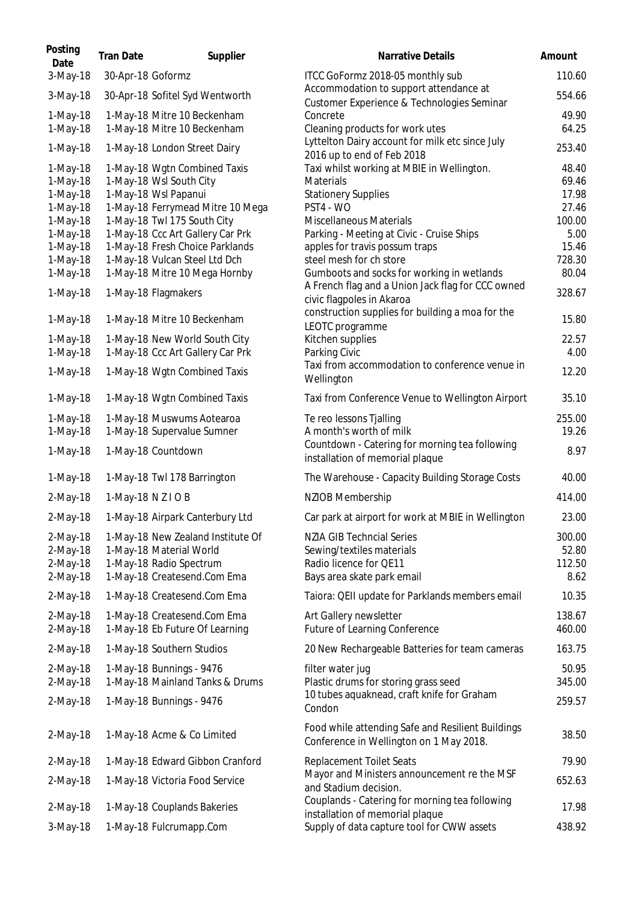| Posting Date | Tran Date | Supplier | Narrative Details | Amount |
|---|---|---|---|---|
| 3-May-18 | 30-Apr-18 | Goformz | ITCC GoFormz 2018-05 monthly sub | 110.60 |
| 3-May-18 | 30-Apr-18 | Sofitel Syd Wentworth | Accommodation to support attendance at Customer Experience & Technologies Seminar | 554.66 |
| 1-May-18 | 1-May-18 | Mitre 10 Beckenham | Concrete | 49.90 |
| 1-May-18 | 1-May-18 | Mitre 10 Beckenham | Cleaning products for work utes | 64.25 |
| 1-May-18 | 1-May-18 | London Street Dairy | Lyttelton Dairy account for milk etc since July 2016 up to end of Feb 2018 | 253.40 |
| 1-May-18 | 1-May-18 | Wgtn Combined Taxis | Taxi whilst working at MBIE in Wellington. | 48.40 |
| 1-May-18 | 1-May-18 | Wsl South City | Materials | 69.46 |
| 1-May-18 | 1-May-18 | Wsl Papanui | Stationery Supplies | 17.98 |
| 1-May-18 | 1-May-18 | Ferrymead Mitre 10 Mega | PST4 - WO | 27.46 |
| 1-May-18 | 1-May-18 | Twl 175 South City | Miscellaneous Materials | 100.00 |
| 1-May-18 | 1-May-18 | Ccc Art Gallery Car Prk | Parking - Meeting at Civic - Cruise Ships | 5.00 |
| 1-May-18 | 1-May-18 | Fresh Choice Parklands | apples for travis possum traps | 15.46 |
| 1-May-18 | 1-May-18 | Vulcan Steel Ltd Dch | steel mesh for ch store | 728.30 |
| 1-May-18 | 1-May-18 | Mitre 10 Mega Hornby | Gumboots and socks for working in wetlands | 80.04 |
| 1-May-18 | 1-May-18 | Flagmakers | A French flag and a Union Jack flag for CCC owned civic flagpoles in Akaroa | 328.67 |
| 1-May-18 | 1-May-18 | Mitre 10 Beckenham | construction supplies for building a moa for the LEOTC programme | 15.80 |
| 1-May-18 | 1-May-18 | New World South City | Kitchen supplies | 22.57 |
| 1-May-18 | 1-May-18 | Ccc Art Gallery Car Prk | Parking Civic | 4.00 |
| 1-May-18 | 1-May-18 | Wgtn Combined Taxis | Taxi from accommodation to conference venue in Wellington | 12.20 |
| 1-May-18 | 1-May-18 | Wgtn Combined Taxis | Taxi from Conference Venue to Wellington Airport | 35.10 |
| 1-May-18 | 1-May-18 | Muswums Aotearoa | Te reo lessons Tjalling | 255.00 |
| 1-May-18 | 1-May-18 | Supervalue Sumner | A month's worth of milk | 19.26 |
| 1-May-18 | 1-May-18 | Countdown | Countdown - Catering for morning tea following installation of memorial plaque | 8.97 |
| 1-May-18 | 1-May-18 | Twl 178 Barrington | The Warehouse - Capacity Building Storage Costs | 40.00 |
| 2-May-18 | 1-May-18 | N Z I O B | NZIOB Membership | 414.00 |
| 2-May-18 | 1-May-18 | Airpark Canterbury Ltd | Car park at airport for work at MBIE in Wellington | 23.00 |
| 2-May-18 | 1-May-18 | New Zealand Institute Of | NZIA GIB Techncial Series | 300.00 |
| 2-May-18 | 1-May-18 | Material World | Sewing/textiles materials | 52.80 |
| 2-May-18 | 1-May-18 | Radio Spectrum | Radio licence for QE11 | 112.50 |
| 2-May-18 | 1-May-18 | Createsend.Com Ema | Bays area skate park email | 8.62 |
| 2-May-18 | 1-May-18 | Createsend.Com Ema | Taiora: QEII update for Parklands members email | 10.35 |
| 2-May-18 | 1-May-18 | Createsend.Com Ema | Art Gallery newsletter | 138.67 |
| 2-May-18 | 1-May-18 | Eb Future Of Learning | Future of Learning Conference | 460.00 |
| 2-May-18 | 1-May-18 | Southern Studios | 20 New Rechargeable Batteries for team cameras | 163.75 |
| 2-May-18 | 1-May-18 | Bunnings - 9476 | filter water jug | 50.95 |
| 2-May-18 | 1-May-18 | Mainland Tanks & Drums | Plastic drums for storing grass seed | 345.00 |
| 2-May-18 | 1-May-18 | Bunnings - 9476 | 10 tubes aquaknead, craft knife for Graham Condon | 259.57 |
| 2-May-18 | 1-May-18 | Acme & Co Limited | Food while attending Safe and Resilient Buildings Conference in Wellington on 1 May 2018. | 38.50 |
| 2-May-18 | 1-May-18 | Edward Gibbon Cranford | Replacement Toilet Seats | 79.90 |
| 2-May-18 | 1-May-18 | Victoria Food Service | Mayor and Ministers announcement re the MSF and Stadium decision. | 652.63 |
| 2-May-18 | 1-May-18 | Couplands Bakeries | Couplands - Catering for morning tea following installation of memorial plaque | 17.98 |
| 3-May-18 | 1-May-18 | Fulcrumapp.Com | Supply of data capture tool for CWW assets | 438.92 |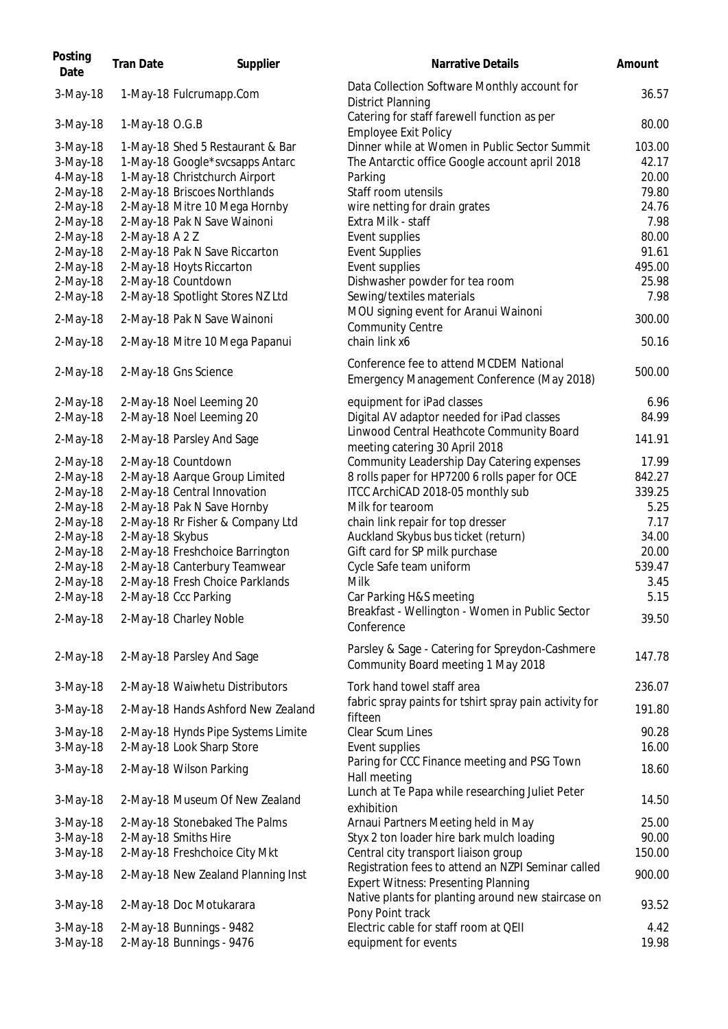| Posting Date | Tran Date | Supplier | Narrative Details | Amount |
|---|---|---|---|---|
| 3-May-18 | 1-May-18 | Fulcrumapp.Com | Data Collection Software Monthly account for District Planning | 36.57 |
| 3-May-18 | 1-May-18 | O.G.B | Catering for staff farewell function as per Employee Exit Policy | 80.00 |
| 3-May-18 | 1-May-18 | Shed 5 Restaurant & Bar | Dinner while at Women in Public Sector Summit | 103.00 |
| 3-May-18 | 1-May-18 | Google*svcsapps Antarc | The Antarctic office Google account april 2018 | 42.17 |
| 4-May-18 | 1-May-18 | Christchurch Airport | Parking | 20.00 |
| 2-May-18 | 2-May-18 | Briscoes Northlands | Staff room utensils | 79.80 |
| 2-May-18 | 2-May-18 | Mitre 10 Mega Hornby | wire netting for drain grates | 24.76 |
| 2-May-18 | 2-May-18 | Pak N Save Wainoni | Extra Milk - staff | 7.98 |
| 2-May-18 | 2-May-18 | A 2 Z | Event supplies | 80.00 |
| 2-May-18 | 2-May-18 | Pak N Save Riccarton | Event Supplies | 91.61 |
| 2-May-18 | 2-May-18 | Hoyts Riccarton | Event supplies | 495.00 |
| 2-May-18 | 2-May-18 | Countdown | Dishwasher powder for tea room | 25.98 |
| 2-May-18 | 2-May-18 | Spotlight Stores NZ Ltd | Sewing/textiles materials | 7.98 |
| 2-May-18 | 2-May-18 | Pak N Save Wainoni | MOU signing event for Aranui Wainoni Community Centre | 300.00 |
| 2-May-18 | 2-May-18 | Mitre 10 Mega Papanui | chain link x6 | 50.16 |
| 2-May-18 | 2-May-18 | Gns Science | Conference fee to attend MCDEM National Emergency Management Conference (May 2018) | 500.00 |
| 2-May-18 | 2-May-18 | Noel Leeming 20 | equipment for iPad classes | 6.96 |
| 2-May-18 | 2-May-18 | Noel Leeming 20 | Digital AV adaptor needed for iPad classes | 84.99 |
| 2-May-18 | 2-May-18 | Parsley And Sage | Linwood Central Heathcote Community Board meeting catering 30 April 2018 | 141.91 |
| 2-May-18 | 2-May-18 | Countdown | Community Leadership Day Catering expenses | 17.99 |
| 2-May-18 | 2-May-18 | Aarque Group Limited | 8 rolls paper for HP7200 6 rolls paper for OCE | 842.27 |
| 2-May-18 | 2-May-18 | Central Innovation | ITCC ArchiCAD 2018-05 monthly sub | 339.25 |
| 2-May-18 | 2-May-18 | Pak N Save Hornby | Milk for tearoom | 5.25 |
| 2-May-18 | 2-May-18 | Rr Fisher & Company Ltd | chain link repair for top dresser | 7.17 |
| 2-May-18 | 2-May-18 | Skybus | Auckland Skybus bus ticket (return) | 34.00 |
| 2-May-18 | 2-May-18 | Freshchoice Barrington | Gift card for SP milk purchase | 20.00 |
| 2-May-18 | 2-May-18 | Canterbury Teamwear | Cycle Safe team uniform | 539.47 |
| 2-May-18 | 2-May-18 | Fresh Choice Parklands | Milk | 3.45 |
| 2-May-18 | 2-May-18 | Ccc Parking | Car Parking H&S meeting | 5.15 |
| 2-May-18 | 2-May-18 | Charley Noble | Breakfast - Wellington - Women in Public Sector Conference | 39.50 |
| 2-May-18 | 2-May-18 | Parsley And Sage | Parsley & Sage - Catering for Spreydon-Cashmere Community Board meeting 1 May 2018 | 147.78 |
| 3-May-18 | 2-May-18 | Waiwhetu Distributors | Tork hand towel staff area | 236.07 |
| 3-May-18 | 2-May-18 | Hands Ashford New Zealand | fabric spray paints for tshirt spray pain activity for fifteen | 191.80 |
| 3-May-18 | 2-May-18 | Hynds Pipe Systems Limite | Clear Scum Lines | 90.28 |
| 3-May-18 | 2-May-18 | Look Sharp Store | Event supplies | 16.00 |
| 3-May-18 | 2-May-18 | Wilson Parking | Paring for CCC Finance meeting and PSG Town Hall meeting | 18.60 |
| 3-May-18 | 2-May-18 | Museum Of New Zealand | Lunch at Te Papa while researching Juliet Peter exhibition | 14.50 |
| 3-May-18 | 2-May-18 | Stonebaked The Palms | Arnaui Partners Meeting held in May | 25.00 |
| 3-May-18 | 2-May-18 | Smiths Hire | Styx 2 ton loader hire bark mulch loading | 90.00 |
| 3-May-18 | 2-May-18 | Freshchoice City Mkt | Central city transport liaison group | 150.00 |
| 3-May-18 | 2-May-18 | New Zealand Planning Inst | Registration fees to attend an NZPI Seminar called Expert Witness: Presenting Planning | 900.00 |
| 3-May-18 | 2-May-18 | Doc Motukarara | Native plants for planting around new staircase on Pony Point track | 93.52 |
| 3-May-18 | 2-May-18 | Bunnings - 9482 | Electric cable for staff room at QEII | 4.42 |
| 3-May-18 | 2-May-18 | Bunnings - 9476 | equipment for events | 19.98 |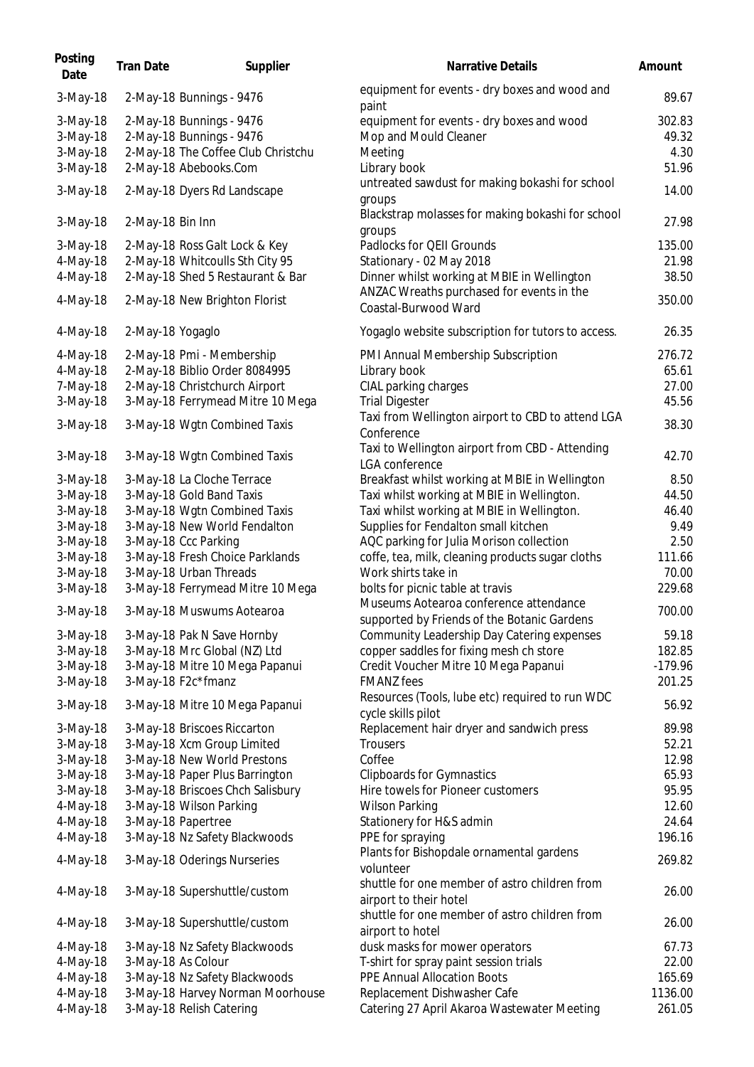| Posting Date | Tran Date | Supplier | Narrative Details | Amount |
| --- | --- | --- | --- | --- |
| 3-May-18 | 2-May-18 | Bunnings - 9476 | equipment for events - dry boxes and wood and paint | 89.67 |
| 3-May-18 | 2-May-18 | Bunnings - 9476 | equipment for events - dry boxes and wood | 302.83 |
| 3-May-18 | 2-May-18 | Bunnings - 9476 | Mop and Mould Cleaner | 49.32 |
| 3-May-18 | 2-May-18 | The Coffee Club Christchu | Meeting | 4.30 |
| 3-May-18 | 2-May-18 | Abebooks.Com | Library book | 51.96 |
| 3-May-18 | 2-May-18 | Dyers Rd Landscape | untreated sawdust for making bokashi for school groups | 14.00 |
| 3-May-18 | 2-May-18 | Bin Inn | Blackstrap molasses for making bokashi for school groups | 27.98 |
| 3-May-18 | 2-May-18 | Ross Galt Lock & Key | Padlocks for QEII Grounds | 135.00 |
| 4-May-18 | 2-May-18 | Whitcoulls Sth City 95 | Stationary - 02 May 2018 | 21.98 |
| 4-May-18 | 2-May-18 | Shed 5 Restaurant & Bar | Dinner whilst working at MBIE in Wellington | 38.50 |
| 4-May-18 | 2-May-18 | New Brighton Florist | ANZAC Wreaths purchased for events in the Coastal-Burwood Ward | 350.00 |
| 4-May-18 | 2-May-18 | Yogaglo | Yogaglo website subscription for tutors to access. | 26.35 |
| 4-May-18 | 2-May-18 | Pmi - Membership | PMI Annual Membership Subscription | 276.72 |
| 4-May-18 | 2-May-18 | Biblio Order 8084995 | Library book | 65.61 |
| 7-May-18 | 2-May-18 | Christchurch Airport | CIAL parking charges | 27.00 |
| 3-May-18 | 3-May-18 | Ferrymead Mitre 10 Mega | Trial Digester | 45.56 |
| 3-May-18 | 3-May-18 | Wgtn Combined Taxis | Taxi from Wellington airport to CBD to attend LGA Conference | 38.30 |
| 3-May-18 | 3-May-18 | Wgtn Combined Taxis | Taxi to Wellington airport from CBD - Attending LGA conference | 42.70 |
| 3-May-18 | 3-May-18 | La Cloche Terrace | Breakfast whilst working at MBIE in Wellington | 8.50 |
| 3-May-18 | 3-May-18 | Gold Band Taxis | Taxi whilst working at MBIE in Wellington. | 44.50 |
| 3-May-18 | 3-May-18 | Wgtn Combined Taxis | Taxi whilst working at MBIE in Wellington. | 46.40 |
| 3-May-18 | 3-May-18 | New World Fendalton | Supplies for Fendalton small kitchen | 9.49 |
| 3-May-18 | 3-May-18 | Ccc Parking | AQC parking for Julia Morison collection | 2.50 |
| 3-May-18 | 3-May-18 | Fresh Choice Parklands | coffe, tea, milk, cleaning products sugar cloths | 111.66 |
| 3-May-18 | 3-May-18 | Urban Threads | Work shirts take in | 70.00 |
| 3-May-18 | 3-May-18 | Ferrymead Mitre 10 Mega | bolts for picnic table at travis | 229.68 |
| 3-May-18 | 3-May-18 | Muswums Aotearoa | Museums Aotearoa conference attendance supported by Friends of the Botanic Gardens | 700.00 |
| 3-May-18 | 3-May-18 | Pak N Save Hornby | Community Leadership Day Catering expenses | 59.18 |
| 3-May-18 | 3-May-18 | Mrc Global (NZ) Ltd | copper saddles for fixing mesh ch store | 182.85 |
| 3-May-18 | 3-May-18 | Mitre 10 Mega Papanui | Credit Voucher Mitre 10 Mega Papanui | -179.96 |
| 3-May-18 | 3-May-18 | F2c*fmanz | FMANZ fees | 201.25 |
| 3-May-18 | 3-May-18 | Mitre 10 Mega Papanui | Resources (Tools, lube etc) required to run WDC cycle skills pilot | 56.92 |
| 3-May-18 | 3-May-18 | Briscoes Riccarton | Replacement hair dryer and sandwich press | 89.98 |
| 3-May-18 | 3-May-18 | Xcm Group Limited | Trousers | 52.21 |
| 3-May-18 | 3-May-18 | New World Prestons | Coffee | 12.98 |
| 3-May-18 | 3-May-18 | Paper Plus Barrington | Clipboards for Gymnastics | 65.93 |
| 3-May-18 | 3-May-18 | Briscoes Chch Salisbury | Hire towels for Pioneer customers | 95.95 |
| 4-May-18 | 3-May-18 | Wilson Parking | Wilson Parking | 12.60 |
| 4-May-18 | 3-May-18 | Papertree | Stationery for H&S admin | 24.64 |
| 4-May-18 | 3-May-18 | Nz Safety Blackwoods | PPE for spraying | 196.16 |
| 4-May-18 | 3-May-18 | Oderings Nurseries | Plants for Bishopdale ornamental gardens volunteer | 269.82 |
| 4-May-18 | 3-May-18 | Supershuttle/custom | shuttle for one member of astro children from airport to their hotel | 26.00 |
| 4-May-18 | 3-May-18 | Supershuttle/custom | shuttle for one member of astro children from airport to hotel | 26.00 |
| 4-May-18 | 3-May-18 | Nz Safety Blackwoods | dusk masks for mower operators | 67.73 |
| 4-May-18 | 3-May-18 | As Colour | T-shirt for spray paint session trials | 22.00 |
| 4-May-18 | 3-May-18 | Nz Safety Blackwoods | PPE Annual Allocation Boots | 165.69 |
| 4-May-18 | 3-May-18 | Harvey Norman Moorhouse | Replacement Dishwasher Cafe | 1136.00 |
| 4-May-18 | 3-May-18 | Relish Catering | Catering 27 April Akaroa Wastewater Meeting | 261.05 |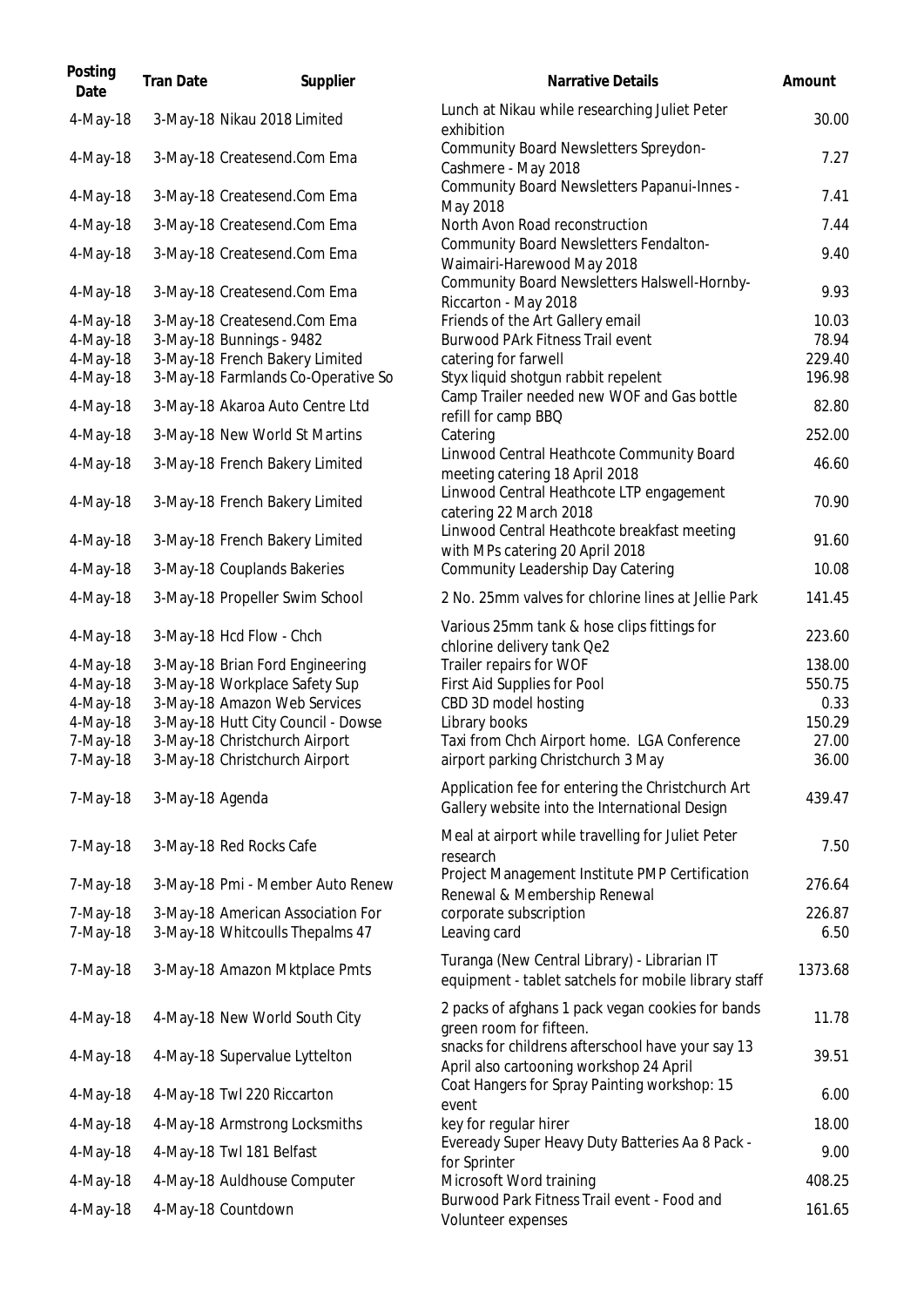| Posting Date | Tran Date | Supplier | Narrative Details | Amount |
|---|---|---|---|---|
| 4-May-18 | 3-May-18 | Nikau 2018 Limited | Lunch at Nikau while researching Juliet Peter exhibition | 30.00 |
| 4-May-18 | 3-May-18 | Createsend.Com Ema | Community Board Newsletters Spreydon-Cashmere - May 2018 | 7.27 |
| 4-May-18 | 3-May-18 | Createsend.Com Ema | Community Board Newsletters Papanui-Innes - May 2018 | 7.41 |
| 4-May-18 | 3-May-18 | Createsend.Com Ema | North Avon Road reconstruction | 7.44 |
| 4-May-18 | 3-May-18 | Createsend.Com Ema | Community Board Newsletters Fendalton-Waimairi-Harewood May 2018 | 9.40 |
| 4-May-18 | 3-May-18 | Createsend.Com Ema | Community Board Newsletters Halswell-Hornby-Riccarton - May 2018 | 9.93 |
| 4-May-18 | 3-May-18 | Createsend.Com Ema | Friends of the Art Gallery email | 10.03 |
| 4-May-18 | 3-May-18 | Bunnings - 9482 | Burwood PArk Fitness Trail event | 78.94 |
| 4-May-18 | 3-May-18 | French Bakery Limited | catering for farwell | 229.40 |
| 4-May-18 | 3-May-18 | Farmlands Co-Operative So | Styx liquid shotgun rabbit repelent | 196.98 |
| 4-May-18 | 3-May-18 | Akaroa Auto Centre Ltd | Camp Trailer needed new WOF and Gas bottle refill for camp BBQ | 82.80 |
| 4-May-18 | 3-May-18 | New World St Martins | Catering | 252.00 |
| 4-May-18 | 3-May-18 | French Bakery Limited | Linwood Central Heathcote Community Board meeting catering 18 April 2018 | 46.60 |
| 4-May-18 | 3-May-18 | French Bakery Limited | Linwood Central Heathcote LTP engagement catering 22 March 2018 | 70.90 |
| 4-May-18 | 3-May-18 | French Bakery Limited | Linwood Central Heathcote breakfast meeting with MPs catering 20 April 2018 | 91.60 |
| 4-May-18 | 3-May-18 | Couplands Bakeries | Community Leadership Day Catering | 10.08 |
| 4-May-18 | 3-May-18 | Propeller Swim School | 2 No. 25mm valves for chlorine lines at Jellie Park | 141.45 |
| 4-May-18 | 3-May-18 | Hcd Flow - Chch | Various 25mm tank & hose clips fittings for chlorine delivery tank Qe2 | 223.60 |
| 4-May-18 | 3-May-18 | Brian Ford Engineering | Trailer repairs for WOF | 138.00 |
| 4-May-18 | 3-May-18 | Workplace Safety Sup | First Aid Supplies for Pool | 550.75 |
| 4-May-18 | 3-May-18 | Amazon Web Services | CBD 3D model hosting | 0.33 |
| 4-May-18 | 3-May-18 | Hutt City Council - Dowse | Library books | 150.29 |
| 7-May-18 | 3-May-18 | Christchurch Airport | Taxi from Chch Airport home. LGA Conference | 27.00 |
| 7-May-18 | 3-May-18 | Christchurch Airport | airport parking Christchurch 3 May | 36.00 |
| 7-May-18 | 3-May-18 | Agenda | Application fee for entering the Christchurch Art Gallery website into the International Design | 439.47 |
| 7-May-18 | 3-May-18 | Red Rocks Cafe | Meal at airport while travelling for Juliet Peter research | 7.50 |
| 7-May-18 | 3-May-18 | Pmi - Member Auto Renew | Project Management Institute PMP Certification Renewal & Membership Renewal | 276.64 |
| 7-May-18 | 3-May-18 | American Association For | corporate subscription | 226.87 |
| 7-May-18 | 3-May-18 | Whitcoulls Thepalms 47 | Leaving card | 6.50 |
| 7-May-18 | 3-May-18 | Amazon Mktplace Pmts | Turanga (New Central Library) - Librarian IT equipment - tablet satchels for mobile library staff | 1373.68 |
| 4-May-18 | 4-May-18 | New World South City | 2 packs of afghans 1 pack vegan cookies for bands green room for fifteen. | 11.78 |
| 4-May-18 | 4-May-18 | Supervalue Lyttelton | snacks for childrens afterschool have your say 13 April also cartooning workshop 24 April | 39.51 |
| 4-May-18 | 4-May-18 | Twl 220 Riccarton | Coat Hangers for Spray Painting workshop: 15 event | 6.00 |
| 4-May-18 | 4-May-18 | Armstrong Locksmiths | key for regular hirer | 18.00 |
| 4-May-18 | 4-May-18 | Twl 181 Belfast | Eveready Super Heavy Duty Batteries Aa 8 Pack - for Sprinter | 9.00 |
| 4-May-18 | 4-May-18 | Auldhouse Computer | Microsoft Word training | 408.25 |
| 4-May-18 | 4-May-18 | Countdown | Burwood Park Fitness Trail event - Food and Volunteer expenses | 161.65 |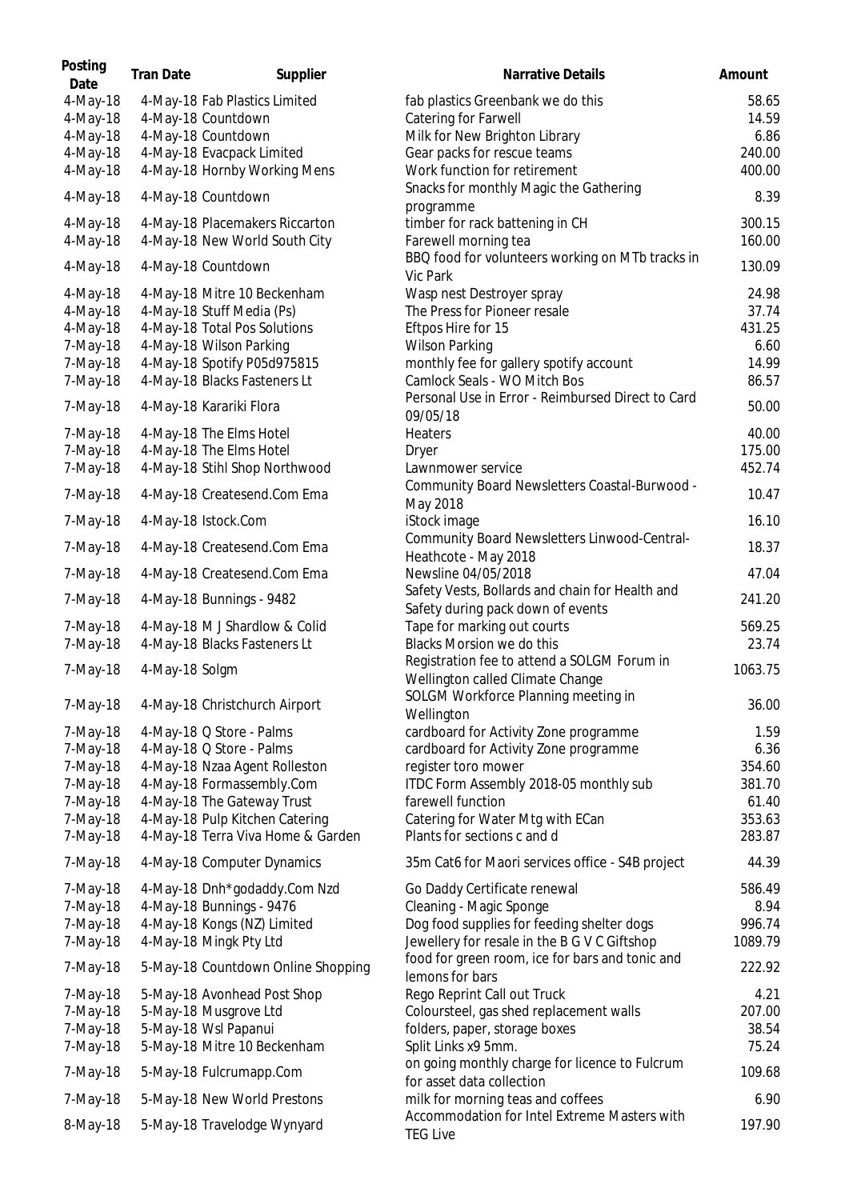| Posting Date | Tran Date | Supplier | Narrative Details | Amount |
|---|---|---|---|---|
| 4-May-18 | 4-May-18 | Fab Plastics Limited | fab plastics Greenbank we do this | 58.65 |
| 4-May-18 | 4-May-18 | Countdown | Catering for Farwell | 14.59 |
| 4-May-18 | 4-May-18 | Countdown | Milk for New Brighton Library | 6.86 |
| 4-May-18 | 4-May-18 | Evacpack Limited | Gear packs for rescue teams | 240.00 |
| 4-May-18 | 4-May-18 | Hornby Working Mens | Work function for retirement | 400.00 |
| 4-May-18 | 4-May-18 | Countdown | Snacks for monthly Magic the Gathering programme | 8.39 |
| 4-May-18 | 4-May-18 | Placemakers Riccarton | timber for rack battening in CH | 300.15 |
| 4-May-18 | 4-May-18 | New World South City | Farewell morning tea | 160.00 |
| 4-May-18 | 4-May-18 | Countdown | BBQ food for volunteers working on MTb tracks in Vic Park | 130.09 |
| 4-May-18 | 4-May-18 | Mitre 10 Beckenham | Wasp nest Destroyer spray | 24.98 |
| 4-May-18 | 4-May-18 | Stuff Media (Ps) | The Press for Pioneer resale | 37.74 |
| 4-May-18 | 4-May-18 | Total Pos Solutions | Eftpos Hire for 15 | 431.25 |
| 7-May-18 | 4-May-18 | Wilson Parking | Wilson Parking | 6.60 |
| 7-May-18 | 4-May-18 | Spotify P05d975815 | monthly fee for gallery spotify account | 14.99 |
| 7-May-18 | 4-May-18 | Blacks Fasteners Lt | Camlock Seals - WO Mitch Bos | 86.57 |
| 7-May-18 | 4-May-18 | Karariki Flora | Personal Use in Error - Reimbursed Direct to Card 09/05/18 | 50.00 |
| 7-May-18 | 4-May-18 | The Elms Hotel | Heaters | 40.00 |
| 7-May-18 | 4-May-18 | The Elms Hotel | Dryer | 175.00 |
| 7-May-18 | 4-May-18 | Stihl Shop Northwood | Lawnmower service | 452.74 |
| 7-May-18 | 4-May-18 | Createsend.Com Ema | Community Board Newsletters Coastal-Burwood - May 2018 | 10.47 |
| 7-May-18 | 4-May-18 | Istock.Com | iStock image | 16.10 |
| 7-May-18 | 4-May-18 | Createsend.Com Ema | Community Board Newsletters Linwood-Central-Heathcote - May 2018 | 18.37 |
| 7-May-18 | 4-May-18 | Createsend.Com Ema | Newsline 04/05/2018 | 47.04 |
| 7-May-18 | 4-May-18 | Bunnings - 9482 | Safety Vests, Bollards and chain for Health and Safety during pack down of events | 241.20 |
| 7-May-18 | 4-May-18 | M J Shardlow & Colid | Tape for marking out courts | 569.25 |
| 7-May-18 | 4-May-18 | Blacks Fasteners Lt | Blacks Morsion we do this | 23.74 |
| 7-May-18 | 4-May-18 | Solgm | Registration fee to attend a SOLGM Forum in Wellington called Climate Change | 1063.75 |
| 7-May-18 | 4-May-18 | Christchurch Airport | SOLGM Workforce Planning meeting in Wellington | 36.00 |
| 7-May-18 | 4-May-18 | Q Store - Palms | cardboard for Activity Zone programme | 1.59 |
| 7-May-18 | 4-May-18 | Q Store - Palms | cardboard for Activity Zone programme | 6.36 |
| 7-May-18 | 4-May-18 | Nzaa Agent Rolleston | register toro mower | 354.60 |
| 7-May-18 | 4-May-18 | Formassembly.Com | ITDC Form Assembly 2018-05 monthly sub | 381.70 |
| 7-May-18 | 4-May-18 | The Gateway Trust | farewell function | 61.40 |
| 7-May-18 | 4-May-18 | Pulp Kitchen Catering | Catering for Water Mtg with ECan | 353.63 |
| 7-May-18 | 4-May-18 | Terra Viva Home & Garden | Plants for sections c and d | 283.87 |
| 7-May-18 | 4-May-18 | Computer Dynamics | 35m Cat6 for Maori services office - S4B project | 44.39 |
| 7-May-18 | 4-May-18 | Dnh*godaddy.Com Nzd | Go Daddy Certificate renewal | 586.49 |
| 7-May-18 | 4-May-18 | Bunnings - 9476 | Cleaning - Magic Sponge | 8.94 |
| 7-May-18 | 4-May-18 | Kongs (NZ) Limited | Dog food supplies for feeding shelter dogs | 996.74 |
| 7-May-18 | 4-May-18 | Mingk Pty Ltd | Jewellery for resale in the B G V C Giftshop | 1089.79 |
| 7-May-18 | 5-May-18 | Countdown Online Shopping | food for green room, ice for bars and tonic and lemons for bars | 222.92 |
| 7-May-18 | 5-May-18 | Avonhead Post Shop | Rego Reprint Call out Truck | 4.21 |
| 7-May-18 | 5-May-18 | Musgrove Ltd | Coloursteel, gas shed replacement walls | 207.00 |
| 7-May-18 | 5-May-18 | Wsl Papanui | folders, paper, storage boxes | 38.54 |
| 7-May-18 | 5-May-18 | Mitre 10 Beckenham | Split Links x9 5mm. | 75.24 |
| 7-May-18 | 5-May-18 | Fulcrumapp.Com | on going monthly charge for licence to Fulcrum for asset data collection | 109.68 |
| 7-May-18 | 5-May-18 | New World Prestons | milk for morning teas and coffees | 6.90 |
| 8-May-18 | 5-May-18 | Travelodge Wynyard | Accommodation for Intel Extreme Masters with TEG Live | 197.90 |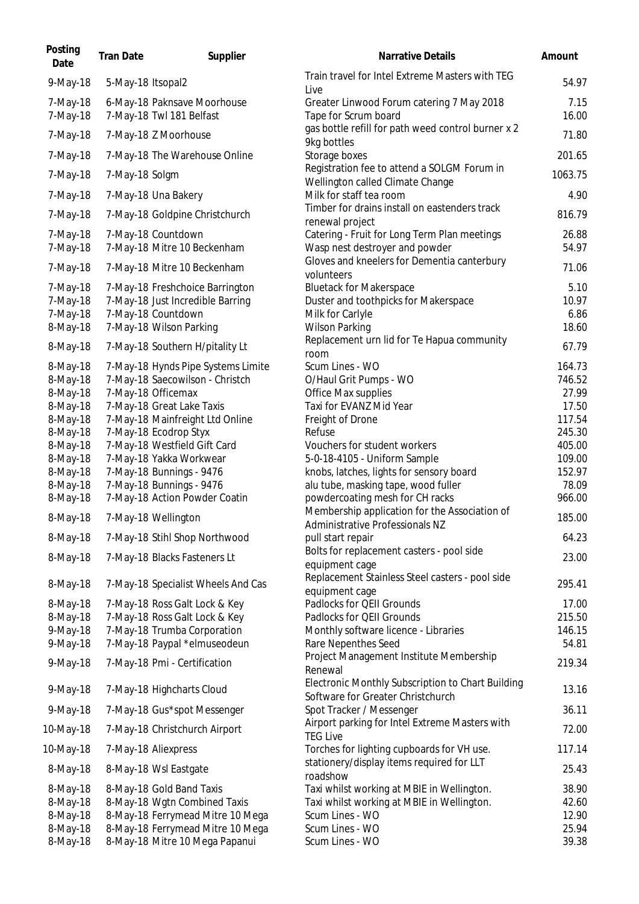| Posting Date | Tran Date | Supplier | Narrative Details | Amount |
| --- | --- | --- | --- | --- |
| 9-May-18 | 5-May-18 | Itsopal2 | Train travel for Intel Extreme Masters with TEG Live | 54.97 |
| 7-May-18 | 6-May-18 | Paknsave Moorhouse | Greater Linwood Forum catering 7 May 2018 | 7.15 |
| 7-May-18 | 7-May-18 | Twl 181 Belfast | Tape for Scrum board | 16.00 |
| 7-May-18 | 7-May-18 | Z Moorhouse | gas bottle refill for path weed control burner x 2 9kg bottles | 71.80 |
| 7-May-18 | 7-May-18 | The Warehouse Online | Storage boxes | 201.65 |
| 7-May-18 | 7-May-18 | Solgm | Registration fee to attend a SOLGM Forum in Wellington called Climate Change | 1063.75 |
| 7-May-18 | 7-May-18 | Una Bakery | Milk for staff tea room | 4.90 |
| 7-May-18 | 7-May-18 | Goldpine Christchurch | Timber for drains install on eastenders track renewal project | 816.79 |
| 7-May-18 | 7-May-18 | Countdown | Catering - Fruit for Long Term Plan meetings | 26.88 |
| 7-May-18 | 7-May-18 | Mitre 10 Beckenham | Wasp nest destroyer and powder | 54.97 |
| 7-May-18 | 7-May-18 | Mitre 10 Beckenham | Gloves and kneelers for Dementia canterbury volunteers | 71.06 |
| 7-May-18 | 7-May-18 | Freshchoice Barrington | Bluetack for Makerspace | 5.10 |
| 7-May-18 | 7-May-18 | Just Incredible Barring | Duster and toothpicks for Makerspace | 10.97 |
| 7-May-18 | 7-May-18 | Countdown | Milk for Carlyle | 6.86 |
| 8-May-18 | 7-May-18 | Wilson Parking | Wilson Parking | 18.60 |
| 8-May-18 | 7-May-18 | Southern H/pitality Lt | Replacement urn lid for Te Hapua community room | 67.79 |
| 8-May-18 | 7-May-18 | Hynds Pipe Systems Limite | Scum Lines - WO | 164.73 |
| 8-May-18 | 7-May-18 | Saecowilson - Christch | O/Haul Grit Pumps - WO | 746.52 |
| 8-May-18 | 7-May-18 | Officemax | Office Max supplies | 27.99 |
| 8-May-18 | 7-May-18 | Great Lake Taxis | Taxi for EVANZ Mid Year | 17.50 |
| 8-May-18 | 7-May-18 | Mainfreight Ltd Online | Freight of Drone | 117.54 |
| 8-May-18 | 7-May-18 | Ecodrop Styx | Refuse | 245.30 |
| 8-May-18 | 7-May-18 | Westfield Gift Card | Vouchers for student workers | 405.00 |
| 8-May-18 | 7-May-18 | Yakka Workwear | 5-0-18-4105 - Uniform Sample | 109.00 |
| 8-May-18 | 7-May-18 | Bunnings - 9476 | knobs, latches, lights for sensory board | 152.97 |
| 8-May-18 | 7-May-18 | Bunnings - 9476 | alu tube, masking tape, wood fuller | 78.09 |
| 8-May-18 | 7-May-18 | Action Powder Coatin | powdercoating mesh for CH racks | 966.00 |
| 8-May-18 | 7-May-18 | Wellington | Membership application for the Association of Administrative Professionals NZ | 185.00 |
| 8-May-18 | 7-May-18 | Stihl Shop Northwood | pull start repair | 64.23 |
| 8-May-18 | 7-May-18 | Blacks Fasteners Lt | Bolts for replacement casters - pool side equipment cage | 23.00 |
| 8-May-18 | 7-May-18 | Specialist Wheels And Cas | Replacement Stainless Steel casters - pool side equipment cage | 295.41 |
| 8-May-18 | 7-May-18 | Ross Galt Lock & Key | Padlocks for QEII Grounds | 17.00 |
| 8-May-18 | 7-May-18 | Ross Galt Lock & Key | Padlocks for QEII Grounds | 215.50 |
| 9-May-18 | 7-May-18 | Trumba Corporation | Monthly software licence - Libraries | 146.15 |
| 9-May-18 | 7-May-18 | Paypal *elmuseodeun | Rare Nepenthes Seed | 54.81 |
| 9-May-18 | 7-May-18 | Pmi - Certification | Project Management Institute Membership Renewal | 219.34 |
| 9-May-18 | 7-May-18 | Highcharts Cloud | Electronic Monthly Subscription to Chart Building Software for Greater Christchurch | 13.16 |
| 9-May-18 | 7-May-18 | Gus*spot Messenger | Spot Tracker / Messenger | 36.11 |
| 10-May-18 | 7-May-18 | Christchurch Airport | Airport parking for Intel Extreme Masters with TEG Live | 72.00 |
| 10-May-18 | 7-May-18 | Aliexpress | Torches for lighting cupboards for VH use. | 117.14 |
| 8-May-18 | 8-May-18 | Wsl Eastgate | stationery/display items required for LLT roadshow | 25.43 |
| 8-May-18 | 8-May-18 | Gold Band Taxis | Taxi whilst working at MBIE in Wellington. | 38.90 |
| 8-May-18 | 8-May-18 | Wgtn Combined Taxis | Taxi whilst working at MBIE in Wellington. | 42.60 |
| 8-May-18 | 8-May-18 | Ferrymead Mitre 10 Mega | Scum Lines - WO | 12.90 |
| 8-May-18 | 8-May-18 | Ferrymead Mitre 10 Mega | Scum Lines - WO | 25.94 |
| 8-May-18 | 8-May-18 | Mitre 10 Mega Papanui | Scum Lines - WO | 39.38 |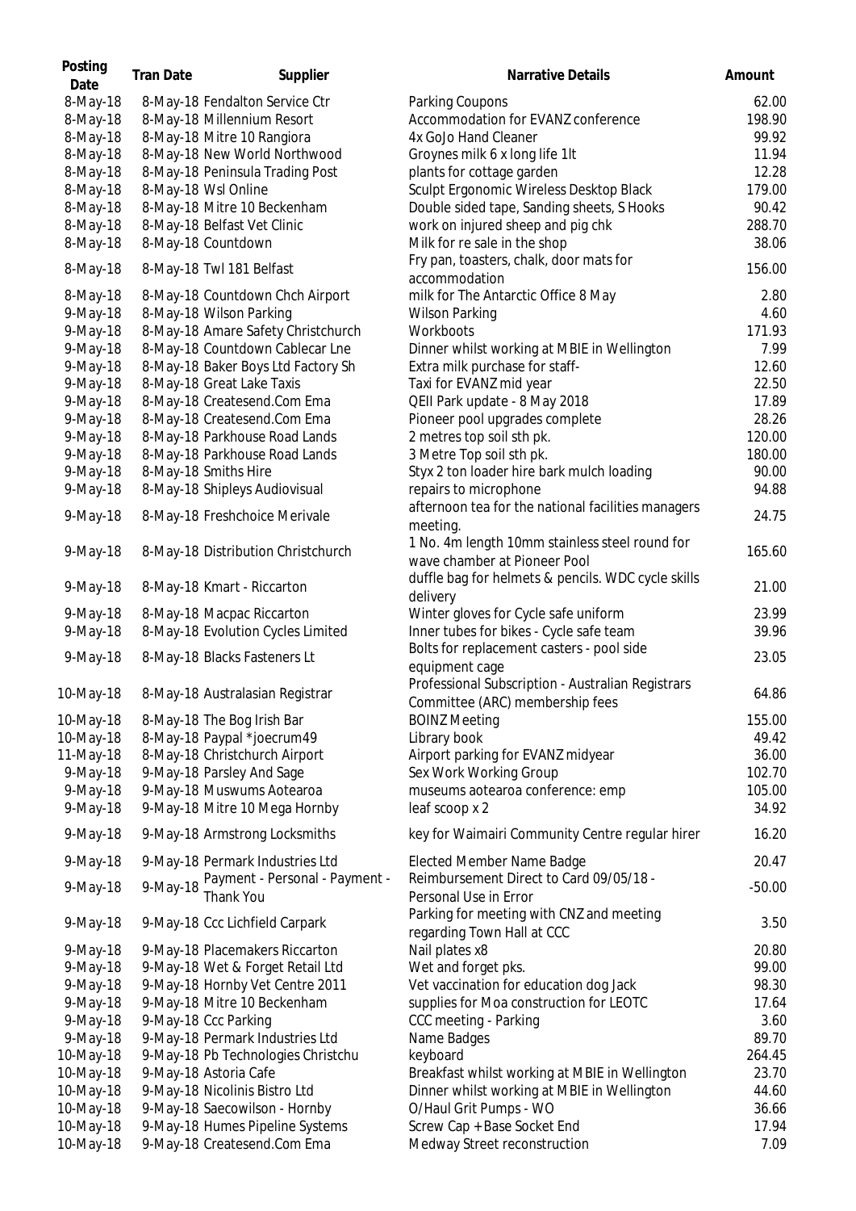| Posting Date | Tran Date | Supplier | Narrative Details | Amount |
|---|---|---|---|---|
| 8-May-18 | 8-May-18 | Fendalton Service Ctr | Parking Coupons | 62.00 |
| 8-May-18 | 8-May-18 | Millennium Resort | Accommodation for EVANZ conference | 198.90 |
| 8-May-18 | 8-May-18 | Mitre 10 Rangiora | 4x GoJo Hand Cleaner | 99.92 |
| 8-May-18 | 8-May-18 | New World Northwood | Groynes milk 6 x long life 1lt | 11.94 |
| 8-May-18 | 8-May-18 | Peninsula Trading Post | plants for cottage garden | 12.28 |
| 8-May-18 | 8-May-18 | Wsl Online | Sculpt Ergonomic Wireless Desktop Black | 179.00 |
| 8-May-18 | 8-May-18 | Mitre 10 Beckenham | Double sided tape, Sanding sheets, S Hooks | 90.42 |
| 8-May-18 | 8-May-18 | Belfast Vet Clinic | work on injured sheep and pig chk | 288.70 |
| 8-May-18 | 8-May-18 | Countdown | Milk for re sale in the shop | 38.06 |
| 8-May-18 | 8-May-18 | Twl 181 Belfast | Fry pan, toasters, chalk, door mats for accommodation | 156.00 |
| 8-May-18 | 8-May-18 | Countdown Chch Airport | milk for The Antarctic Office 8 May | 2.80 |
| 9-May-18 | 8-May-18 | Wilson Parking | Wilson Parking | 4.60 |
| 9-May-18 | 8-May-18 | Amare Safety Christchurch | Workboots | 171.93 |
| 9-May-18 | 8-May-18 | Countdown Cablecar Lne | Dinner whilst working at MBIE in Wellington | 7.99 |
| 9-May-18 | 8-May-18 | Baker Boys Ltd Factory Sh | Extra milk purchase for staff- | 12.60 |
| 9-May-18 | 8-May-18 | Great Lake Taxis | Taxi for EVANZ mid year | 22.50 |
| 9-May-18 | 8-May-18 | Createsend.Com Ema | QEII Park update - 8 May 2018 | 17.89 |
| 9-May-18 | 8-May-18 | Createsend.Com Ema | Pioneer pool upgrades complete | 28.26 |
| 9-May-18 | 8-May-18 | Parkhouse Road Lands | 2 metres top soil sth pk. | 120.00 |
| 9-May-18 | 8-May-18 | Parkhouse Road Lands | 3 Metre Top soil sth pk. | 180.00 |
| 9-May-18 | 8-May-18 | Smiths Hire | Styx 2 ton loader hire bark mulch loading | 90.00 |
| 9-May-18 | 8-May-18 | Shipleys Audiovisual | repairs to microphone | 94.88 |
| 9-May-18 | 8-May-18 | Freshchoice Merivale | afternoon tea for the national facilities managers meeting. | 24.75 |
| 9-May-18 | 8-May-18 | Distribution Christchurch | 1 No. 4m length 10mm stainless steel round for wave chamber at Pioneer Pool | 165.60 |
| 9-May-18 | 8-May-18 | Kmart - Riccarton | duffle bag for helmets & pencils. WDC cycle skills delivery | 21.00 |
| 9-May-18 | 8-May-18 | Macpac Riccarton | Winter gloves for Cycle safe uniform | 23.99 |
| 9-May-18 | 8-May-18 | Evolution Cycles Limited | Inner tubes for bikes - Cycle safe team | 39.96 |
| 9-May-18 | 8-May-18 | Blacks Fasteners Lt | Bolts for replacement casters - pool side equipment cage | 23.05 |
| 10-May-18 | 8-May-18 | Australasian Registrar | Professional Subscription - Australian Registrars Committee (ARC) membership fees | 64.86 |
| 10-May-18 | 8-May-18 | The Bog Irish Bar | BOINZ Meeting | 155.00 |
| 10-May-18 | 8-May-18 | Paypal *joecrum49 | Library book | 49.42 |
| 11-May-18 | 8-May-18 | Christchurch Airport | Airport parking for EVANZ midyear | 36.00 |
| 9-May-18 | 9-May-18 | Parsley And Sage | Sex Work Working Group | 102.70 |
| 9-May-18 | 9-May-18 | Muswums Aotearoa | museums aotearoa conference: emp | 105.00 |
| 9-May-18 | 9-May-18 | Mitre 10 Mega Hornby | leaf scoop x 2 | 34.92 |
| 9-May-18 | 9-May-18 | Armstrong Locksmiths | key for Waimairi Community Centre regular hirer | 16.20 |
| 9-May-18 | 9-May-18 | Permark Industries Ltd | Elected Member Name Badge | 20.47 |
| 9-May-18 | 9-May-18 | Payment - Personal - Payment - Thank You | Reimbursement Direct to Card 09/05/18 - Personal Use in Error | -50.00 |
| 9-May-18 | 9-May-18 | Ccc Lichfield Carpark | Parking for meeting with CNZ and meeting regarding Town Hall at CCC | 3.50 |
| 9-May-18 | 9-May-18 | Placemakers Riccarton | Nail plates x8 | 20.80 |
| 9-May-18 | 9-May-18 | Wet & Forget Retail Ltd | Wet and forget pks. | 99.00 |
| 9-May-18 | 9-May-18 | Hornby Vet Centre 2011 | Vet vaccination for education dog Jack | 98.30 |
| 9-May-18 | 9-May-18 | Mitre 10 Beckenham | supplies for Moa construction for LEOTC | 17.64 |
| 9-May-18 | 9-May-18 | Ccc Parking | CCC meeting - Parking | 3.60 |
| 9-May-18 | 9-May-18 | Permark Industries Ltd | Name Badges | 89.70 |
| 10-May-18 | 9-May-18 | Pb Technologies Christchu | keyboard | 264.45 |
| 10-May-18 | 9-May-18 | Astoria Cafe | Breakfast whilst working at MBIE in Wellington | 23.70 |
| 10-May-18 | 9-May-18 | Nicolinis Bistro Ltd | Dinner whilst working at MBIE in Wellington | 44.60 |
| 10-May-18 | 9-May-18 | Saecowilson - Hornby | O/Haul Grit Pumps - WO | 36.66 |
| 10-May-18 | 9-May-18 | Humes Pipeline Systems | Screw Cap + Base Socket End | 17.94 |
| 10-May-18 | 9-May-18 | Createsend.Com Ema | Medway Street reconstruction | 7.09 |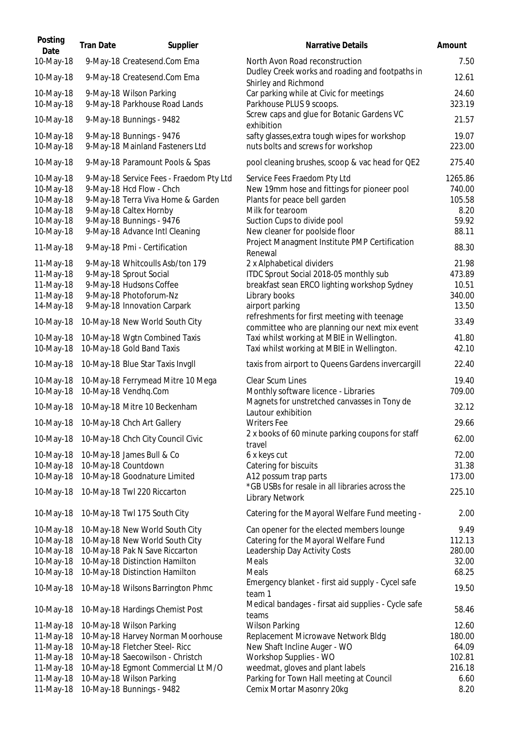| Posting Date | Tran Date | Supplier | Narrative Details | Amount |
|---|---|---|---|---|
| 10-May-18 | 9-May-18 | Createsend.Com Ema | North Avon Road reconstruction | 7.50 |
| 10-May-18 | 9-May-18 | Createsend.Com Ema | Dudley Creek works and roading and footpaths in Shirley and Richmond | 12.61 |
| 10-May-18 | 9-May-18 | Wilson Parking | Car parking while at Civic for meetings | 24.60 |
| 10-May-18 | 9-May-18 | Parkhouse Road Lands | Parkhouse PLUS 9 scoops. | 323.19 |
| 10-May-18 | 9-May-18 | Bunnings - 9482 | Screw caps and glue for Botanic Gardens VC exhibition | 21.57 |
| 10-May-18 | 9-May-18 | Bunnings - 9476 | safty glasses,extra tough wipes for workshop | 19.07 |
| 10-May-18 | 9-May-18 | Mainland Fasteners Ltd | nuts bolts and screws for workshop | 223.00 |
| 10-May-18 | 9-May-18 | Paramount Pools & Spas | pool cleaning brushes, scoop & vac head for QE2 | 275.40 |
| 10-May-18 | 9-May-18 | Service Fees - Fraedom Pty Ltd | Service Fees Fraedom Pty Ltd | 1265.86 |
| 10-May-18 | 9-May-18 | Hcd Flow - Chch | New 19mm hose and fittings for pioneer pool | 740.00 |
| 10-May-18 | 9-May-18 | Terra Viva Home & Garden | Plants for peace bell garden | 105.58 |
| 10-May-18 | 9-May-18 | Caltex Hornby | Milk for tearoom | 8.20 |
| 10-May-18 | 9-May-18 | Bunnings - 9476 | Suction Cups to divide pool | 59.92 |
| 10-May-18 | 9-May-18 | Advance Intl Cleaning | New cleaner for poolside floor | 88.11 |
| 11-May-18 | 9-May-18 | Pmi - Certification | Project Managment Institute PMP Certification Renewal | 88.30 |
| 11-May-18 | 9-May-18 | Whitcoulls Asb/ton 179 | 2 x Alphabetical dividers | 21.98 |
| 11-May-18 | 9-May-18 | Sprout Social | ITDC Sprout Social 2018-05 monthly sub | 473.89 |
| 11-May-18 | 9-May-18 | Hudsons Coffee | breakfast sean ERCO lighting workshop Sydney | 10.51 |
| 11-May-18 | 9-May-18 | Photoforum-Nz | Library books | 340.00 |
| 14-May-18 | 9-May-18 | Innovation Carpark | airport parking | 13.50 |
| 10-May-18 | 10-May-18 | New World South City | refreshments for first meeting with teenage committee who are planning our next mix event | 33.49 |
| 10-May-18 | 10-May-18 | Wgtn Combined Taxis | Taxi whilst working at MBIE in Wellington. | 41.80 |
| 10-May-18 | 10-May-18 | Gold Band Taxis | Taxi whilst working at MBIE in Wellington. | 42.10 |
| 10-May-18 | 10-May-18 | Blue Star Taxis Invgll | taxis from airport to Queens Gardens invercargill | 22.40 |
| 10-May-18 | 10-May-18 | Ferrymead Mitre 10 Mega | Clear Scum Lines | 19.40 |
| 10-May-18 | 10-May-18 | Vendhq.Com | Monthly software licence - Libraries | 709.00 |
| 10-May-18 | 10-May-18 | Mitre 10 Beckenham | Magnets for unstretched canvasses in Tony de Lautour exhibition | 32.12 |
| 10-May-18 | 10-May-18 | Chch Art Gallery | Writers Fee | 29.66 |
| 10-May-18 | 10-May-18 | Chch City Council Civic | 2 x books of 60 minute parking coupons for staff travel | 62.00 |
| 10-May-18 | 10-May-18 | James Bull & Co | 6 x keys cut | 72.00 |
| 10-May-18 | 10-May-18 | Countdown | Catering for biscuits | 31.38 |
| 10-May-18 | 10-May-18 | Goodnature Limited | A12 possum trap parts | 173.00 |
| 10-May-18 | 10-May-18 | Twl 220 Riccarton | *GB USBs for resale in all libraries across the Library Network | 225.10 |
| 10-May-18 | 10-May-18 | Twl 175 South City | Catering for the Mayoral Welfare Fund meeting - | 2.00 |
| 10-May-18 | 10-May-18 | New World South City | Can opener for the elected members lounge | 9.49 |
| 10-May-18 | 10-May-18 | New World South City | Catering for the Mayoral Welfare Fund | 112.13 |
| 10-May-18 | 10-May-18 | Pak N Save Riccarton | Leadership Day Activity Costs | 280.00 |
| 10-May-18 | 10-May-18 | Distinction Hamilton | Meals | 32.00 |
| 10-May-18 | 10-May-18 | Distinction Hamilton | Meals | 68.25 |
| 10-May-18 | 10-May-18 | Wilsons Barrington Phmc | Emergency blanket - first aid supply - Cycel safe team 1 | 19.50 |
| 10-May-18 | 10-May-18 | Hardings Chemist Post | Medical bandages - firsat aid supplies - Cycle safe teams | 58.46 |
| 11-May-18 | 10-May-18 | Wilson Parking | Wilson Parking | 12.60 |
| 11-May-18 | 10-May-18 | Harvey Norman Moorhouse | Replacement Microwave Network Bldg | 180.00 |
| 11-May-18 | 10-May-18 | Fletcher Steel- Ricc | New Shaft Incline Auger - WO | 64.09 |
| 11-May-18 | 10-May-18 | Saecowilson - Christch | Workshop Supplies - WO | 102.81 |
| 11-May-18 | 10-May-18 | Egmont Commercial Lt M/O | weedmat, gloves and plant labels | 216.18 |
| 11-May-18 | 10-May-18 | Wilson Parking | Parking for Town Hall meeting at Council | 6.60 |
| 11-May-18 | 10-May-18 | Bunnings - 9482 | Cemix Mortar Masonry 20kg | 8.20 |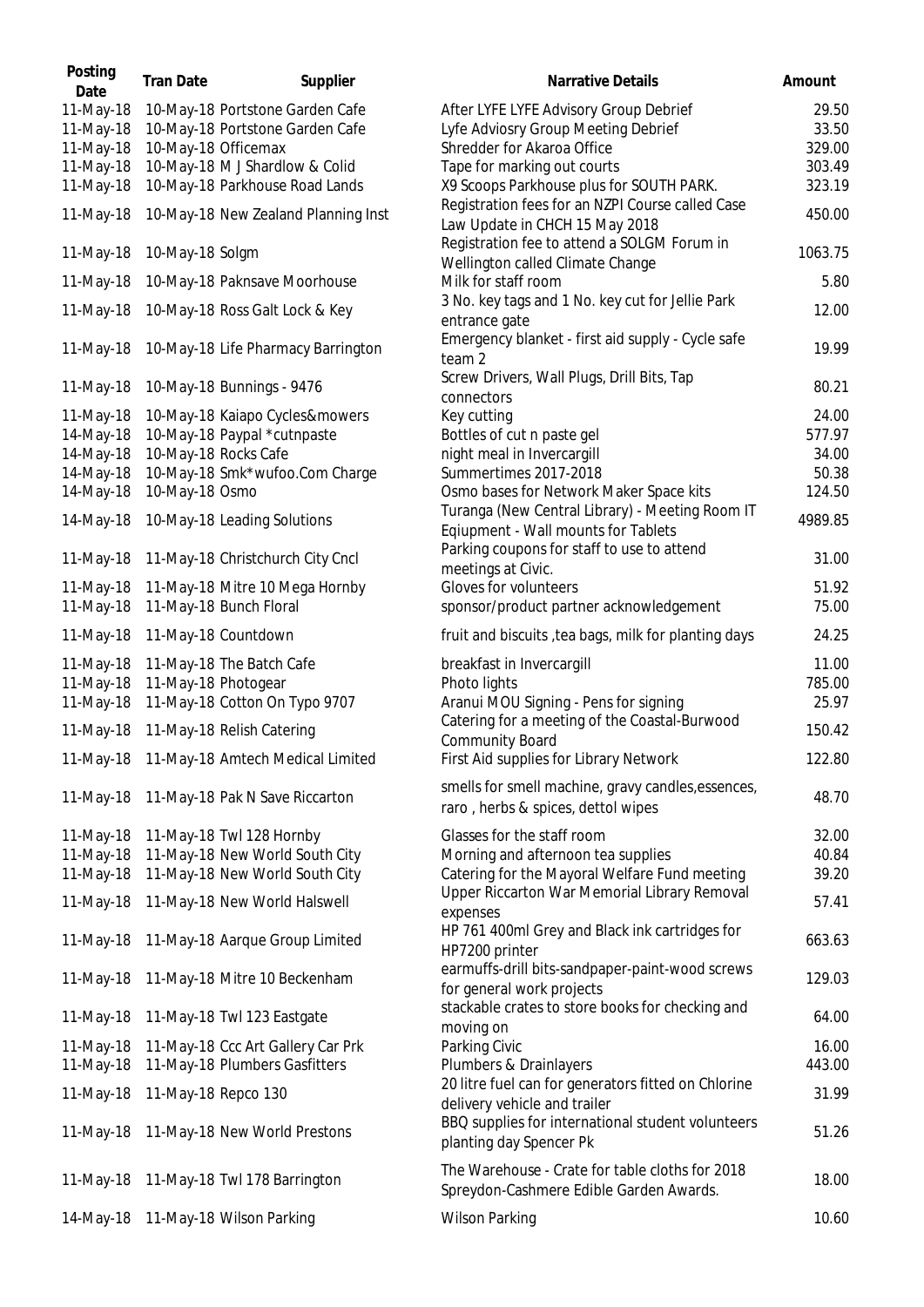| Posting Date | Tran Date | Supplier | Narrative Details | Amount |
|---|---|---|---|---|
| 11-May-18 | 10-May-18 | Portstone Garden Cafe | After LYFE LYFE Advisory Group Debrief | 29.50 |
| 11-May-18 | 10-May-18 | Portstone Garden Cafe | Lyfe Adviosry Group Meeting Debrief | 33.50 |
| 11-May-18 | 10-May-18 | Officemax | Shredder for Akaroa Office | 329.00 |
| 11-May-18 | 10-May-18 | M J Shardlow & Colid | Tape for marking out courts | 303.49 |
| 11-May-18 | 10-May-18 | Parkhouse Road Lands | X9 Scoops Parkhouse plus for SOUTH PARK. | 323.19 |
| 11-May-18 | 10-May-18 | New Zealand Planning Inst | Registration fees for an NZPI Course called Case Law Update in CHCH 15 May 2018 | 450.00 |
| 11-May-18 | 10-May-18 | Solgm | Registration fee to attend a SOLGM Forum in Wellington called Climate Change | 1063.75 |
| 11-May-18 | 10-May-18 | Paknsave Moorhouse | Milk for staff room | 5.80 |
| 11-May-18 | 10-May-18 | Ross Galt Lock & Key | 3 No. key tags and 1 No. key cut for Jellie Park entrance gate | 12.00 |
| 11-May-18 | 10-May-18 | Life Pharmacy Barrington | Emergency blanket - first aid supply - Cycle safe team 2 | 19.99 |
| 11-May-18 | 10-May-18 | Bunnings - 9476 | Screw Drivers, Wall Plugs, Drill Bits, Tap connectors | 80.21 |
| 11-May-18 | 10-May-18 | Kaiapo Cycles&mowers | Key cutting | 24.00 |
| 14-May-18 | 10-May-18 | Paypal *cutnpaste | Bottles of cut n paste gel | 577.97 |
| 14-May-18 | 10-May-18 | Rocks Cafe | night meal in Invercargill | 34.00 |
| 14-May-18 | 10-May-18 | Smk*wufoo.Com Charge | Summertimes 2017-2018 | 50.38 |
| 14-May-18 | 10-May-18 | Osmo | Osmo bases for Network Maker Space kits | 124.50 |
| 14-May-18 | 10-May-18 | Leading Solutions | Turanga (New Central Library) - Meeting Room IT Eqiupment - Wall mounts for Tablets | 4989.85 |
| 11-May-18 | 11-May-18 | Christchurch City Cncl | Parking coupons for staff to use to attend meetings at Civic. | 31.00 |
| 11-May-18 | 11-May-18 | Mitre 10 Mega Hornby | Gloves for volunteers | 51.92 |
| 11-May-18 | 11-May-18 | Bunch Floral | sponsor/product partner acknowledgement | 75.00 |
| 11-May-18 | 11-May-18 | Countdown | fruit and biscuits ,tea bags, milk for planting days | 24.25 |
| 11-May-18 | 11-May-18 | The Batch Cafe | breakfast in Invercargill | 11.00 |
| 11-May-18 | 11-May-18 | Photogear | Photo lights | 785.00 |
| 11-May-18 | 11-May-18 | Cotton On Typo 9707 | Aranui MOU Signing - Pens for signing | 25.97 |
| 11-May-18 | 11-May-18 | Relish Catering | Catering for a meeting of the Coastal-Burwood Community Board | 150.42 |
| 11-May-18 | 11-May-18 | Amtech Medical Limited | First Aid supplies for Library Network | 122.80 |
| 11-May-18 | 11-May-18 | Pak N Save Riccarton | smells for smell machine, gravy candles,essences, raro , herbs & spices, dettol wipes | 48.70 |
| 11-May-18 | 11-May-18 | Twl 128 Hornby | Glasses for the staff room | 32.00 |
| 11-May-18 | 11-May-18 | New World South City | Morning and afternoon tea supplies | 40.84 |
| 11-May-18 | 11-May-18 | New World South City | Catering for the Mayoral Welfare Fund meeting | 39.20 |
| 11-May-18 | 11-May-18 | New World Halswell | Upper Riccarton War Memorial Library Removal expenses | 57.41 |
| 11-May-18 | 11-May-18 | Aarque Group Limited | HP 761 400ml Grey and Black ink cartridges for HP7200 printer | 663.63 |
| 11-May-18 | 11-May-18 | Mitre 10 Beckenham | earmuffs-drill bits-sandpaper-paint-wood screws for general work projects | 129.03 |
| 11-May-18 | 11-May-18 | Twl 123 Eastgate | stackable crates to store books for checking and moving on | 64.00 |
| 11-May-18 | 11-May-18 | Ccc Art Gallery Car Prk | Parking Civic | 16.00 |
| 11-May-18 | 11-May-18 | Plumbers Gasfitters | Plumbers & Drainlayers | 443.00 |
| 11-May-18 | 11-May-18 | Repco 130 | 20 litre fuel can for generators fitted on Chlorine delivery vehicle and trailer | 31.99 |
| 11-May-18 | 11-May-18 | New World Prestons | BBQ supplies for international student volunteers planting day Spencer Pk | 51.26 |
| 11-May-18 | 11-May-18 | Twl 178 Barrington | The Warehouse - Crate for table cloths for 2018 Spreydon-Cashmere Edible Garden Awards. | 18.00 |
| 14-May-18 | 11-May-18 | Wilson Parking | Wilson Parking | 10.60 |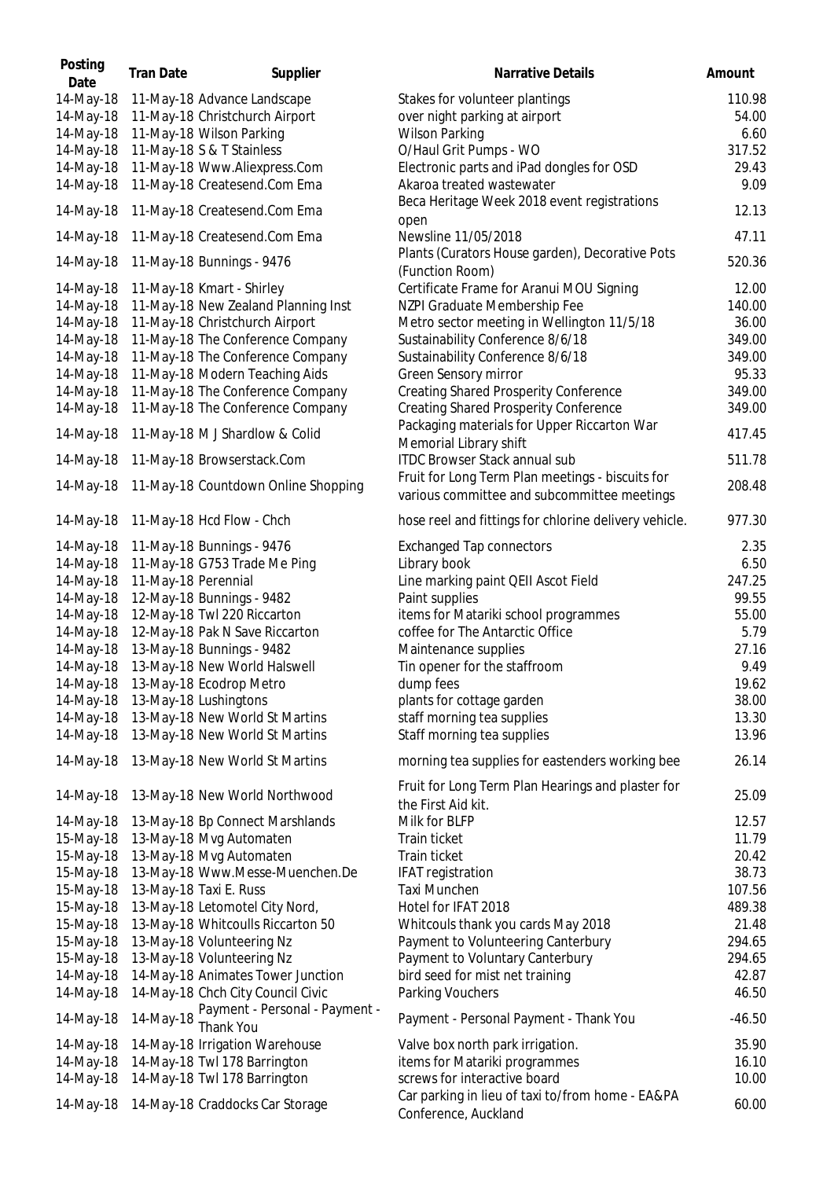| Posting Date | Tran Date | Supplier | Narrative Details | Amount |
|---|---|---|---|---|
| 14-May-18 | 11-May-18 | Advance Landscape | Stakes for volunteer plantings | 110.98 |
| 14-May-18 | 11-May-18 | Christchurch Airport | over night parking at airport | 54.00 |
| 14-May-18 | 11-May-18 | Wilson Parking | Wilson Parking | 6.60 |
| 14-May-18 | 11-May-18 | S & T Stainless | O/Haul Grit Pumps - WO | 317.52 |
| 14-May-18 | 11-May-18 | Www.Aliexpress.Com | Electronic parts and iPad dongles for OSD | 29.43 |
| 14-May-18 | 11-May-18 | Createsend.Com Ema | Akaroa treated wastewater | 9.09 |
| 14-May-18 | 11-May-18 | Createsend.Com Ema | Beca Heritage Week 2018 event registrations open | 12.13 |
| 14-May-18 | 11-May-18 | Createsend.Com Ema | Newsline 11/05/2018 | 47.11 |
| 14-May-18 | 11-May-18 | Bunnings - 9476 | Plants (Curators House garden), Decorative Pots (Function Room) | 520.36 |
| 14-May-18 | 11-May-18 | Kmart - Shirley | Certificate Frame for Aranui MOU Signing | 12.00 |
| 14-May-18 | 11-May-18 | New Zealand Planning Inst | NZPI Graduate Membership Fee | 140.00 |
| 14-May-18 | 11-May-18 | Christchurch Airport | Metro sector meeting in Wellington 11/5/18 | 36.00 |
| 14-May-18 | 11-May-18 | The Conference Company | Sustainability Conference 8/6/18 | 349.00 |
| 14-May-18 | 11-May-18 | The Conference Company | Sustainability Conference 8/6/18 | 349.00 |
| 14-May-18 | 11-May-18 | Modern Teaching Aids | Green Sensory mirror | 95.33 |
| 14-May-18 | 11-May-18 | The Conference Company | Creating Shared Prosperity Conference | 349.00 |
| 14-May-18 | 11-May-18 | The Conference Company | Creating Shared Prosperity Conference | 349.00 |
| 14-May-18 | 11-May-18 | M J Shardlow & Colid | Packaging materials for Upper Riccarton War Memorial Library shift | 417.45 |
| 14-May-18 | 11-May-18 | Browserstack.Com | ITDC Browser Stack annual sub | 511.78 |
| 14-May-18 | 11-May-18 | Countdown Online Shopping | Fruit for Long Term Plan meetings - biscuits for various committee and subcommittee meetings | 208.48 |
| 14-May-18 | 11-May-18 | Hcd Flow - Chch | hose reel and fittings for chlorine delivery vehicle. | 977.30 |
| 14-May-18 | 11-May-18 | Bunnings - 9476 | Exchanged Tap connectors | 2.35 |
| 14-May-18 | 11-May-18 | G753 Trade Me Ping | Library book | 6.50 |
| 14-May-18 | 11-May-18 | Perennial | Line marking paint QEII Ascot Field | 247.25 |
| 14-May-18 | 12-May-18 | Bunnings - 9482 | Paint supplies | 99.55 |
| 14-May-18 | 12-May-18 | Twl 220 Riccarton | items for Matariki school programmes | 55.00 |
| 14-May-18 | 12-May-18 | Pak N Save Riccarton | coffee for The Antarctic Office | 5.79 |
| 14-May-18 | 13-May-18 | Bunnings - 9482 | Maintenance supplies | 27.16 |
| 14-May-18 | 13-May-18 | New World Halswell | Tin opener for the staffroom | 9.49 |
| 14-May-18 | 13-May-18 | Ecodrop Metro | dump fees | 19.62 |
| 14-May-18 | 13-May-18 | Lushingtons | plants for cottage garden | 38.00 |
| 14-May-18 | 13-May-18 | New World St Martins | staff morning tea supplies | 13.30 |
| 14-May-18 | 13-May-18 | New World St Martins | Staff morning tea supplies | 13.96 |
| 14-May-18 | 13-May-18 | New World St Martins | morning tea supplies for eastenders working bee | 26.14 |
| 14-May-18 | 13-May-18 | New World Northwood | Fruit for Long Term Plan Hearings and plaster for the First Aid kit. | 25.09 |
| 14-May-18 | 13-May-18 | Bp Connect Marshlands | Milk for BLFP | 12.57 |
| 15-May-18 | 13-May-18 | Mvg Automaten | Train ticket | 11.79 |
| 15-May-18 | 13-May-18 | Mvg Automaten | Train ticket | 20.42 |
| 15-May-18 | 13-May-18 | Www.Messe-Muenchen.De | IFAT registration | 38.73 |
| 15-May-18 | 13-May-18 | Taxi E. Russ | Taxi Munchen | 107.56 |
| 15-May-18 | 13-May-18 | Letomotel City Nord, | Hotel for IFAT 2018 | 489.38 |
| 15-May-18 | 13-May-18 | Whitcoulls Riccarton 50 | Whitcouls thank you cards May 2018 | 21.48 |
| 15-May-18 | 13-May-18 | Volunteering Nz | Payment to Volunteering Canterbury | 294.65 |
| 15-May-18 | 13-May-18 | Volunteering Nz | Payment to Voluntary Canterbury | 294.65 |
| 14-May-18 | 14-May-18 | Animates Tower Junction | bird seed for mist net training | 42.87 |
| 14-May-18 | 14-May-18 | Chch City Council Civic | Parking Vouchers | 46.50 |
| 14-May-18 | 14-May-18 | Payment - Personal - Payment - Thank You | Payment - Personal Payment - Thank You | -46.50 |
| 14-May-18 | 14-May-18 | Irrigation Warehouse | Valve box north park irrigation. | 35.90 |
| 14-May-18 | 14-May-18 | Twl 178 Barrington | items for Matariki programmes | 16.10 |
| 14-May-18 | 14-May-18 | Twl 178 Barrington | screws for interactive board | 10.00 |
| 14-May-18 | 14-May-18 | Craddocks Car Storage | Car parking in lieu of taxi to/from home - EA&PA Conference, Auckland | 60.00 |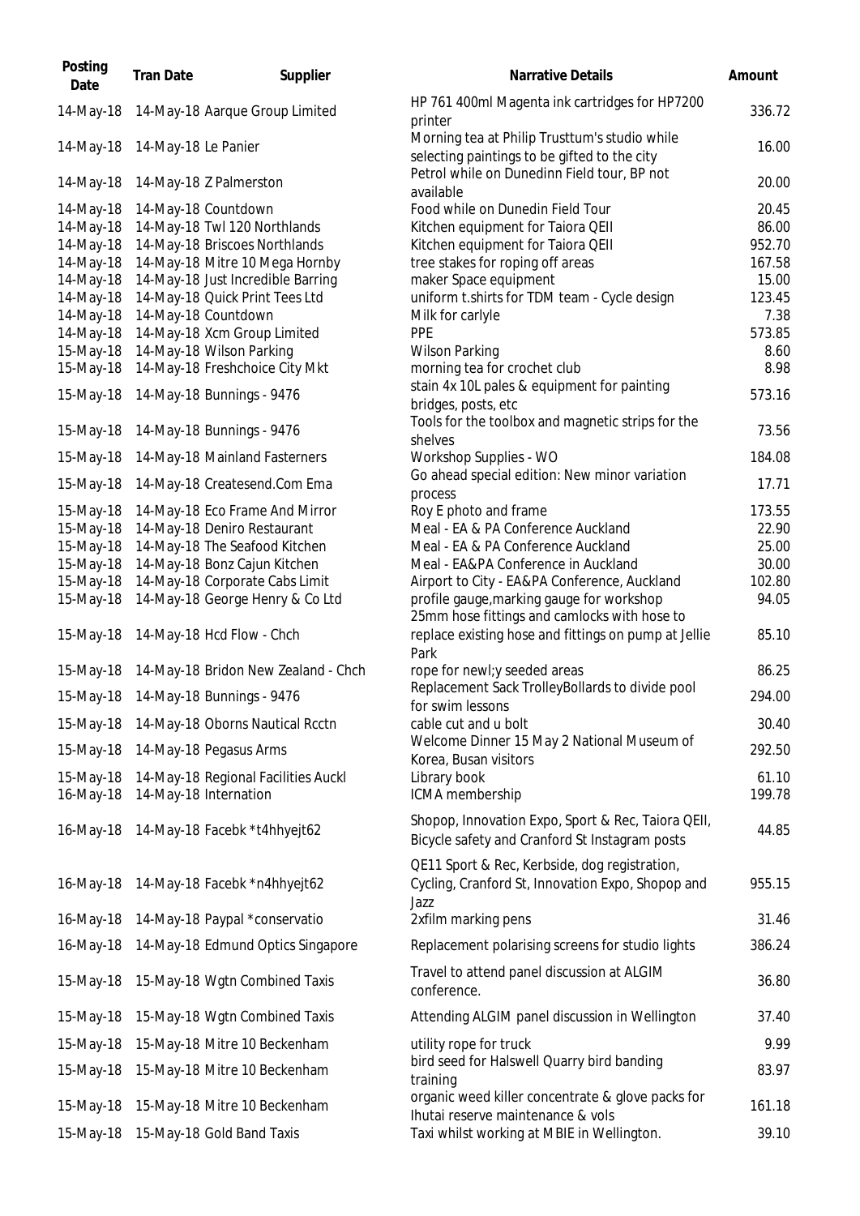| Posting Date | Tran Date | Supplier | Narrative Details | Amount |
|---|---|---|---|---|
| 14-May-18 | 14-May-18 | Aarque Group Limited | HP 761 400ml Magenta ink cartridges for HP7200 printer | 336.72 |
| 14-May-18 | 14-May-18 | Le Panier | Morning tea at Philip Trusttum's studio while selecting paintings to be gifted to the city | 16.00 |
| 14-May-18 | 14-May-18 | Z Palmerston | Petrol while on Dunedinn Field tour, BP not available | 20.00 |
| 14-May-18 | 14-May-18 | Countdown | Food while on Dunedin Field Tour | 20.45 |
| 14-May-18 | 14-May-18 | Twl 120 Northlands | Kitchen equipment for Taiora QEII | 86.00 |
| 14-May-18 | 14-May-18 | Briscoes Northlands | Kitchen equipment for Taiora QEII | 952.70 |
| 14-May-18 | 14-May-18 | Mitre 10 Mega Hornby | tree stakes for roping off areas | 167.58 |
| 14-May-18 | 14-May-18 | Just Incredible Barring | maker Space equipment | 15.00 |
| 14-May-18 | 14-May-18 | Quick Print Tees Ltd | uniform t.shirts for TDM team - Cycle design | 123.45 |
| 14-May-18 | 14-May-18 | Countdown | Milk for carlyle | 7.38 |
| 14-May-18 | 14-May-18 | Xcm Group Limited | PPE | 573.85 |
| 15-May-18 | 14-May-18 | Wilson Parking | Wilson Parking | 8.60 |
| 15-May-18 | 14-May-18 | Freshchoice City Mkt | morning tea for crochet club | 8.98 |
| 15-May-18 | 14-May-18 | Bunnings - 9476 | stain 4x 10L pales & equipment for painting bridges, posts, etc | 573.16 |
| 15-May-18 | 14-May-18 | Bunnings - 9476 | Tools for the toolbox and magnetic strips for the shelves | 73.56 |
| 15-May-18 | 14-May-18 | Mainland Fasterners | Workshop Supplies - WO | 184.08 |
| 15-May-18 | 14-May-18 | Createsend.Com Ema | Go ahead special edition: New minor variation process | 17.71 |
| 15-May-18 | 14-May-18 | Eco Frame And Mirror | Roy E photo and frame | 173.55 |
| 15-May-18 | 14-May-18 | Deniro Restaurant | Meal - EA & PA Conference Auckland | 22.90 |
| 15-May-18 | 14-May-18 | The Seafood Kitchen | Meal - EA & PA Conference Auckland | 25.00 |
| 15-May-18 | 14-May-18 | Bonz Cajun Kitchen | Meal - EA&PA Conference in Auckland | 30.00 |
| 15-May-18 | 14-May-18 | Corporate Cabs Limit | Airport to City - EA&PA Conference, Auckland | 102.80 |
| 15-May-18 | 14-May-18 | George Henry & Co Ltd | profile gauge,marking gauge for workshop | 94.05 |
| 15-May-18 | 14-May-18 | Hcd Flow - Chch | 25mm hose fittings and camlocks with hose to replace existing hose and fittings on pump at Jellie Park | 85.10 |
| 15-May-18 | 14-May-18 | Bridon New Zealand - Chch | rope for newl;y seeded areas | 86.25 |
| 15-May-18 | 14-May-18 | Bunnings - 9476 | Replacement Sack TrolleyBollards to divide pool for swim lessons | 294.00 |
| 15-May-18 | 14-May-18 | Oborns Nautical Rcctn | cable cut and u bolt | 30.40 |
| 15-May-18 | 14-May-18 | Pegasus Arms | Welcome Dinner 15 May 2 National Museum of Korea, Busan visitors | 292.50 |
| 15-May-18 | 14-May-18 | Regional Facilities Auckl | Library book | 61.10 |
| 16-May-18 | 14-May-18 | Internation | ICMA membership | 199.78 |
| 16-May-18 | 14-May-18 | Facebk *t4hhyejt62 | Shopop, Innovation Expo, Sport & Rec, Taiora QEII, Bicycle safety and Cranford St Instagram posts | 44.85 |
| 16-May-18 | 14-May-18 | Facebk *n4hhyejt62 | QE11 Sport & Rec, Kerbside, dog registration, Cycling, Cranford St, Innovation Expo, Shopop and Jazz | 955.15 |
| 16-May-18 | 14-May-18 | Paypal *conservatio | 2xfilm marking pens | 31.46 |
| 16-May-18 | 14-May-18 | Edmund Optics Singapore | Replacement polarising screens for studio lights | 386.24 |
| 15-May-18 | 15-May-18 | Wgtn Combined Taxis | Travel to attend panel discussion at ALGIM conference. | 36.80 |
| 15-May-18 | 15-May-18 | Wgtn Combined Taxis | Attending ALGIM panel discussion in Wellington | 37.40 |
| 15-May-18 | 15-May-18 | Mitre 10 Beckenham | utility rope for truck | 9.99 |
| 15-May-18 | 15-May-18 | Mitre 10 Beckenham | bird seed for Halswell Quarry bird banding training | 83.97 |
| 15-May-18 | 15-May-18 | Mitre 10 Beckenham | organic weed killer concentrate & glove packs for Ihutai reserve maintenance & vols | 161.18 |
| 15-May-18 | 15-May-18 | Gold Band Taxis | Taxi whilst working at MBIE in Wellington. | 39.10 |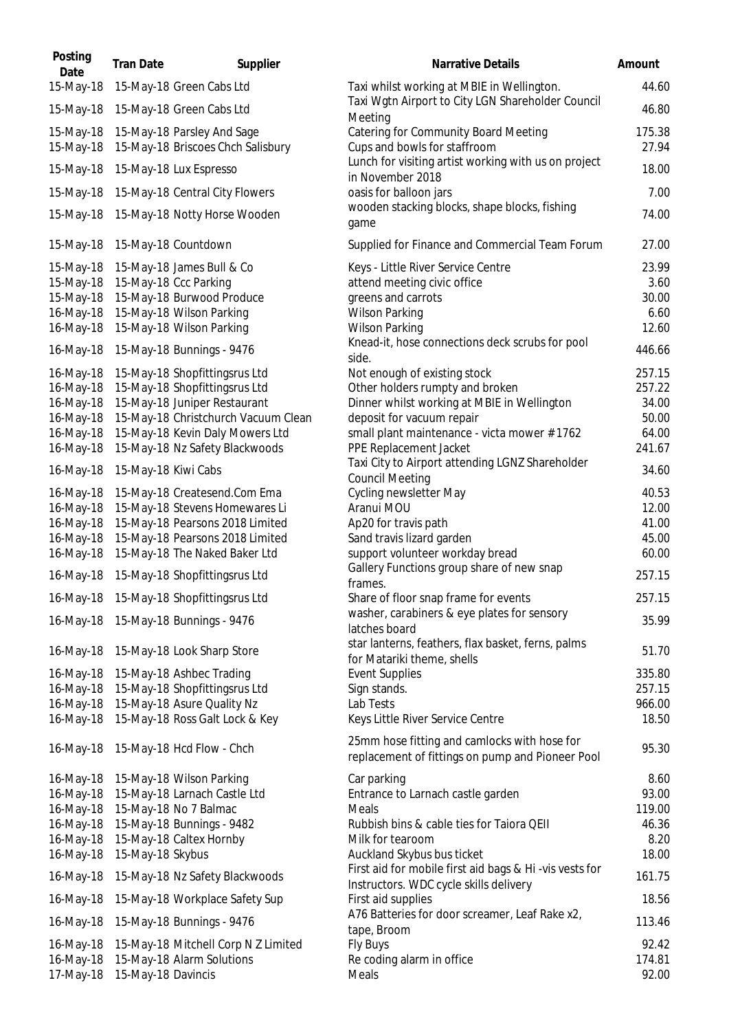| Posting Date | Tran Date | Supplier | Narrative Details | Amount |
| --- | --- | --- | --- | --- |
| 15-May-18 | 15-May-18 | Green Cabs Ltd | Taxi whilst working at MBIE in Wellington. | 44.60 |
| 15-May-18 | 15-May-18 | Green Cabs Ltd | Taxi Wgtn Airport to City LGN Shareholder Council Meeting | 46.80 |
| 15-May-18 | 15-May-18 | Parsley And Sage | Catering for Community Board Meeting | 175.38 |
| 15-May-18 | 15-May-18 | Briscoes Chch Salisbury | Cups and bowls for staffroom | 27.94 |
| 15-May-18 | 15-May-18 | Lux Espresso | Lunch for visiting artist working with us on project in November 2018 | 18.00 |
| 15-May-18 | 15-May-18 | Central City Flowers | oasis for balloon jars | 7.00 |
| 15-May-18 | 15-May-18 | Notty Horse Wooden | wooden stacking blocks, shape blocks, fishing game | 74.00 |
| 15-May-18 | 15-May-18 | Countdown | Supplied for Finance and Commercial Team Forum | 27.00 |
| 15-May-18 | 15-May-18 | James Bull & Co | Keys - Little River Service Centre | 23.99 |
| 15-May-18 | 15-May-18 | Ccc Parking | attend meeting civic office | 3.60 |
| 15-May-18 | 15-May-18 | Burwood Produce | greens and carrots | 30.00 |
| 16-May-18 | 15-May-18 | Wilson Parking | Wilson Parking | 6.60 |
| 16-May-18 | 15-May-18 | Wilson Parking | Wilson Parking | 12.60 |
| 16-May-18 | 15-May-18 | Bunnings - 9476 | Knead-it, hose connections deck scrubs for pool side. | 446.66 |
| 16-May-18 | 15-May-18 | Shopfittingsrus Ltd | Not enough of existing stock | 257.15 |
| 16-May-18 | 15-May-18 | Shopfittingsrus Ltd | Other holders rumpty and broken | 257.22 |
| 16-May-18 | 15-May-18 | Juniper Restaurant | Dinner whilst working at MBIE in Wellington | 34.00 |
| 16-May-18 | 15-May-18 | Christchurch Vacuum Clean | deposit for vacuum repair | 50.00 |
| 16-May-18 | 15-May-18 | Kevin Daly Mowers Ltd | small plant maintenance - victa mower # 1762 | 64.00 |
| 16-May-18 | 15-May-18 | Nz Safety Blackwoods | PPE Replacement Jacket | 241.67 |
| 16-May-18 | 15-May-18 | Kiwi Cabs | Taxi City to Airport attending LGNZ Shareholder Council Meeting | 34.60 |
| 16-May-18 | 15-May-18 | Createsend.Com Ema | Cycling newsletter May | 40.53 |
| 16-May-18 | 15-May-18 | Stevens Homewares Li | Aranui MOU | 12.00 |
| 16-May-18 | 15-May-18 | Pearsons 2018 Limited | Ap20 for travis path | 41.00 |
| 16-May-18 | 15-May-18 | Pearsons 2018 Limited | Sand travis lizard garden | 45.00 |
| 16-May-18 | 15-May-18 | The Naked Baker Ltd | support volunteer workday bread | 60.00 |
| 16-May-18 | 15-May-18 | Shopfittingsrus Ltd | Gallery Functions group share of new snap frames. | 257.15 |
| 16-May-18 | 15-May-18 | Shopfittingsrus Ltd | Share of floor snap frame for events | 257.15 |
| 16-May-18 | 15-May-18 | Bunnings - 9476 | washer, carabiners & eye plates for sensory latches board | 35.99 |
| 16-May-18 | 15-May-18 | Look Sharp Store | star lanterns, feathers, flax basket, ferns, palms for Matariki theme, shells | 51.70 |
| 16-May-18 | 15-May-18 | Ashbec Trading | Event Supplies | 335.80 |
| 16-May-18 | 15-May-18 | Shopfittingsrus Ltd | Sign stands. | 257.15 |
| 16-May-18 | 15-May-18 | Asure Quality Nz | Lab Tests | 966.00 |
| 16-May-18 | 15-May-18 | Ross Galt Lock & Key | Keys Little River Service Centre | 18.50 |
| 16-May-18 | 15-May-18 | Hcd Flow - Chch | 25mm hose fitting and camlocks with hose for replacement of fittings on pump and Pioneer Pool | 95.30 |
| 16-May-18 | 15-May-18 | Wilson Parking | Car parking | 8.60 |
| 16-May-18 | 15-May-18 | Larnach Castle Ltd | Entrance to Larnach castle garden | 93.00 |
| 16-May-18 | 15-May-18 | No 7 Balmac | Meals | 119.00 |
| 16-May-18 | 15-May-18 | Bunnings - 9482 | Rubbish bins & cable ties for Taiora QEII | 46.36 |
| 16-May-18 | 15-May-18 | Caltex Hornby | Milk for tearoom | 8.20 |
| 16-May-18 | 15-May-18 | Skybus | Auckland Skybus bus ticket | 18.00 |
| 16-May-18 | 15-May-18 | Nz Safety Blackwoods | First aid for mobile first aid bags & Hi -vis vests for Instructors. WDC cycle skills delivery | 161.75 |
| 16-May-18 | 15-May-18 | Workplace Safety Sup | First aid supplies | 18.56 |
| 16-May-18 | 15-May-18 | Bunnings - 9476 | A76 Batteries for door screamer, Leaf Rake x2, tape, Broom | 113.46 |
| 16-May-18 | 15-May-18 | Mitchell Corp N Z Limited | Fly Buys | 92.42 |
| 16-May-18 | 15-May-18 | Alarm Solutions | Re coding alarm in office | 174.81 |
| 17-May-18 | 15-May-18 | Davincis | Meals | 92.00 |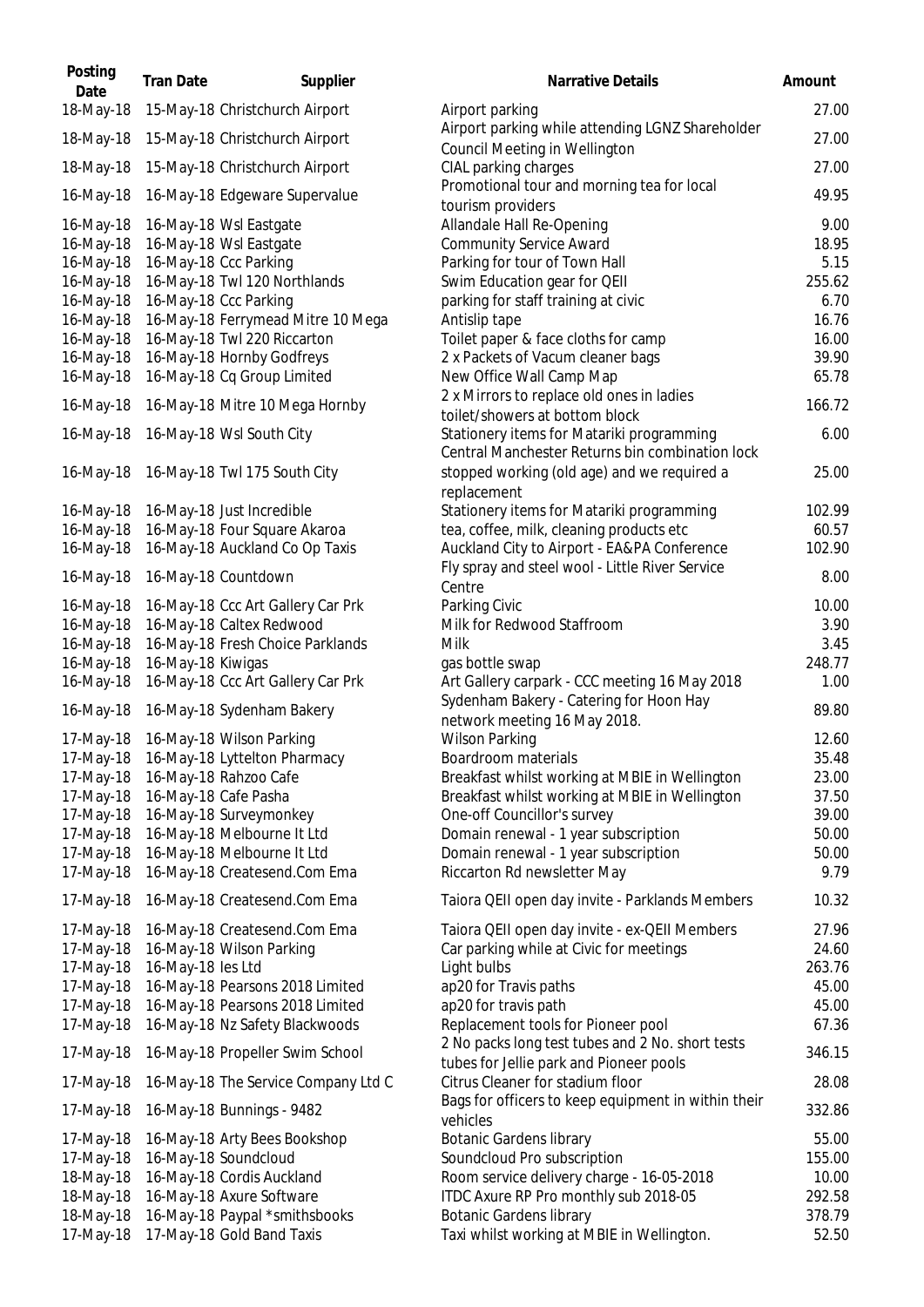| Posting Date | Tran Date | Supplier | Narrative Details | Amount |
|---|---|---|---|---|
| 18-May-18 | 15-May-18 | Christchurch Airport | Airport parking | 27.00 |
| 18-May-18 | 15-May-18 | Christchurch Airport | Airport parking while attending LGNZ Shareholder Council Meeting in Wellington | 27.00 |
| 18-May-18 | 15-May-18 | Christchurch Airport | CIAL parking charges | 27.00 |
| 16-May-18 | 16-May-18 | Edgeware Supervalue | Promotional tour and morning tea for local tourism providers | 49.95 |
| 16-May-18 | 16-May-18 | Wsl Eastgate | Allandale Hall Re-Opening | 9.00 |
| 16-May-18 | 16-May-18 | Wsl Eastgate | Community Service Award | 18.95 |
| 16-May-18 | 16-May-18 | Ccc Parking | Parking for tour of Town Hall | 5.15 |
| 16-May-18 | 16-May-18 | Twl 120 Northlands | Swim Education gear for QEII | 255.62 |
| 16-May-18 | 16-May-18 | Ccc Parking | parking for staff training at civic | 6.70 |
| 16-May-18 | 16-May-18 | Ferrymead Mitre 10 Mega | Antislip tape | 16.76 |
| 16-May-18 | 16-May-18 | Twl 220 Riccarton | Toilet paper & face cloths for camp | 16.00 |
| 16-May-18 | 16-May-18 | Hornby Godfreys | 2 x Packets of Vacum cleaner bags | 39.90 |
| 16-May-18 | 16-May-18 | Cq Group Limited | New Office Wall Camp Map | 65.78 |
| 16-May-18 | 16-May-18 | Mitre 10 Mega Hornby | 2 x Mirrors to replace old ones in ladies toilet/showers at bottom block | 166.72 |
| 16-May-18 | 16-May-18 | Wsl South City | Stationery items for Matariki programming | 6.00 |
| 16-May-18 | 16-May-18 | Twl 175 South City | Central Manchester Returns bin combination lock stopped working (old age) and we required a replacement | 25.00 |
| 16-May-18 | 16-May-18 | Just Incredible | Stationery items for Matariki programming | 102.99 |
| 16-May-18 | 16-May-18 | Four Square Akaroa | tea, coffee, milk, cleaning products etc | 60.57 |
| 16-May-18 | 16-May-18 | Auckland Co Op Taxis | Auckland City to Airport - EA&PA Conference | 102.90 |
| 16-May-18 | 16-May-18 | Countdown | Fly spray and steel wool - Little River Service Centre | 8.00 |
| 16-May-18 | 16-May-18 | Ccc Art Gallery Car Prk | Parking Civic | 10.00 |
| 16-May-18 | 16-May-18 | Caltex Redwood | Milk for Redwood Staffroom | 3.90 |
| 16-May-18 | 16-May-18 | Fresh Choice Parklands | Milk | 3.45 |
| 16-May-18 | 16-May-18 | Kiwigas | gas bottle swap | 248.77 |
| 16-May-18 | 16-May-18 | Ccc Art Gallery Car Prk | Art Gallery carpark - CCC meeting 16 May 2018 | 1.00 |
| 16-May-18 | 16-May-18 | Sydenham Bakery | Sydenham Bakery - Catering for Hoon Hay network meeting 16 May 2018. | 89.80 |
| 17-May-18 | 16-May-18 | Wilson Parking | Wilson Parking | 12.60 |
| 17-May-18 | 16-May-18 | Lyttelton Pharmacy | Boardroom materials | 35.48 |
| 17-May-18 | 16-May-18 | Rahzoo Cafe | Breakfast whilst working at MBIE in Wellington | 23.00 |
| 17-May-18 | 16-May-18 | Cafe Pasha | Breakfast whilst working at MBIE in Wellington | 37.50 |
| 17-May-18 | 16-May-18 | Surveymonkey | One-off Councillor's survey | 39.00 |
| 17-May-18 | 16-May-18 | Melbourne It Ltd | Domain renewal - 1 year subscription | 50.00 |
| 17-May-18 | 16-May-18 | Melbourne It Ltd | Domain renewal - 1 year subscription | 50.00 |
| 17-May-18 | 16-May-18 | Createsend.Com Ema | Riccarton Rd newsletter May | 9.79 |
| 17-May-18 | 16-May-18 | Createsend.Com Ema | Taiora QEII open day invite - Parklands Members | 10.32 |
| 17-May-18 | 16-May-18 | Createsend.Com Ema | Taiora QEII open day invite - ex-QEII Members | 27.96 |
| 17-May-18 | 16-May-18 | Wilson Parking | Car parking while at Civic for meetings | 24.60 |
| 17-May-18 | 16-May-18 | Ies Ltd | Light bulbs | 263.76 |
| 17-May-18 | 16-May-18 | Pearsons 2018 Limited | ap20 for Travis paths | 45.00 |
| 17-May-18 | 16-May-18 | Pearsons 2018 Limited | ap20 for travis path | 45.00 |
| 17-May-18 | 16-May-18 | Nz Safety Blackwoods | Replacement tools for Pioneer pool | 67.36 |
| 17-May-18 | 16-May-18 | Propeller Swim School | 2 No packs long test tubes and 2 No. short tests tubes for Jellie park and Pioneer pools | 346.15 |
| 17-May-18 | 16-May-18 | The Service Company Ltd C | Citrus Cleaner for stadium floor | 28.08 |
| 17-May-18 | 16-May-18 | Bunnings - 9482 | Bags for officers to keep equipment in within their vehicles | 332.86 |
| 17-May-18 | 16-May-18 | Arty Bees Bookshop | Botanic Gardens library | 55.00 |
| 17-May-18 | 16-May-18 | Soundcloud | Soundcloud Pro subscription | 155.00 |
| 18-May-18 | 16-May-18 | Cordis Auckland | Room service delivery charge - 16-05-2018 | 10.00 |
| 18-May-18 | 16-May-18 | Axure Software | ITDC Axure RP Pro monthly sub 2018-05 | 292.58 |
| 18-May-18 | 16-May-18 | Paypal *smithsbooks | Botanic Gardens library | 378.79 |
| 17-May-18 | 17-May-18 | Gold Band Taxis | Taxi whilst working at MBIE in Wellington. | 52.50 |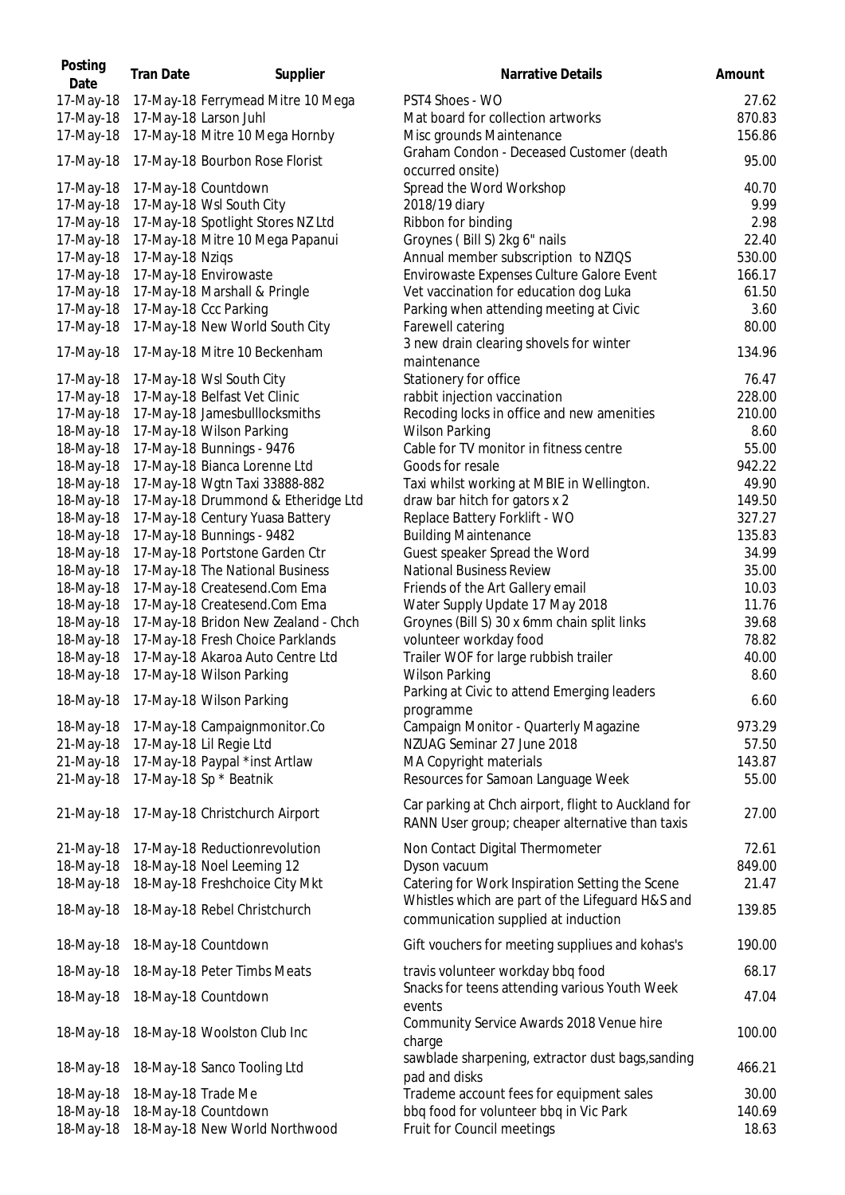| Posting Date | Tran Date | Supplier | Narrative Details | Amount |
|---|---|---|---|---|
| 17-May-18 | 17-May-18 | Ferrymead Mitre 10 Mega | PST4 Shoes - WO | 27.62 |
| 17-May-18 | 17-May-18 | Larson Juhl | Mat board for collection artworks | 870.83 |
| 17-May-18 | 17-May-18 | Mitre 10 Mega Hornby | Misc grounds Maintenance | 156.86 |
| 17-May-18 | 17-May-18 | Bourbon Rose Florist | Graham Condon - Deceased Customer (death occurred onsite) | 95.00 |
| 17-May-18 | 17-May-18 | Countdown | Spread the Word Workshop | 40.70 |
| 17-May-18 | 17-May-18 | Wsl South City | 2018/19 diary | 9.99 |
| 17-May-18 | 17-May-18 | Spotlight Stores NZ Ltd | Ribbon for binding | 2.98 |
| 17-May-18 | 17-May-18 | Mitre 10 Mega Papanui | Groynes ( Bill S) 2kg 6" nails | 22.40 |
| 17-May-18 | 17-May-18 | Nziqs | Annual member subscription to NZIQS | 530.00 |
| 17-May-18 | 17-May-18 | Envirowaste | Envirowaste Expenses Culture Galore Event | 166.17 |
| 17-May-18 | 17-May-18 | Marshall & Pringle | Vet vaccination for education dog Luka | 61.50 |
| 17-May-18 | 17-May-18 | Ccc Parking | Parking when attending meeting at Civic | 3.60 |
| 17-May-18 | 17-May-18 | New World South City | Farewell catering | 80.00 |
| 17-May-18 | 17-May-18 | Mitre 10 Beckenham | 3 new drain clearing shovels for winter maintenance | 134.96 |
| 17-May-18 | 17-May-18 | Wsl South City | Stationery for office | 76.47 |
| 17-May-18 | 17-May-18 | Belfast Vet Clinic | rabbit injection vaccination | 228.00 |
| 17-May-18 | 17-May-18 | Jamesbulllocksmiths | Recoding locks in office and new amenities | 210.00 |
| 18-May-18 | 17-May-18 | Wilson Parking | Wilson Parking | 8.60 |
| 18-May-18 | 17-May-18 | Bunnings - 9476 | Cable for TV monitor in fitness centre | 55.00 |
| 18-May-18 | 17-May-18 | Bianca Lorenne Ltd | Goods for resale | 942.22 |
| 18-May-18 | 17-May-18 | Wgtn Taxi 33888-882 | Taxi whilst working at MBIE in Wellington. | 49.90 |
| 18-May-18 | 17-May-18 | Drummond & Etheridge Ltd | draw bar hitch for gators x 2 | 149.50 |
| 18-May-18 | 17-May-18 | Century Yuasa Battery | Replace Battery Forklift - WO | 327.27 |
| 18-May-18 | 17-May-18 | Bunnings - 9482 | Building Maintenance | 135.83 |
| 18-May-18 | 17-May-18 | Portstone Garden Ctr | Guest speaker Spread the Word | 34.99 |
| 18-May-18 | 17-May-18 | The National Business | National Business Review | 35.00 |
| 18-May-18 | 17-May-18 | Createsend.Com Ema | Friends of the Art Gallery email | 10.03 |
| 18-May-18 | 17-May-18 | Createsend.Com Ema | Water Supply Update 17 May 2018 | 11.76 |
| 18-May-18 | 17-May-18 | Bridon New Zealand - Chch | Groynes (Bill S) 30 x 6mm chain split links | 39.68 |
| 18-May-18 | 17-May-18 | Fresh Choice Parklands | volunteer workday food | 78.82 |
| 18-May-18 | 17-May-18 | Akaroa Auto Centre Ltd | Trailer WOF for large rubbish trailer | 40.00 |
| 18-May-18 | 17-May-18 | Wilson Parking | Wilson Parking | 8.60 |
| 18-May-18 | 17-May-18 | Wilson Parking | Parking at Civic to attend Emerging leaders programme | 6.60 |
| 18-May-18 | 17-May-18 | Campaignmonitor.Co | Campaign Monitor - Quarterly Magazine | 973.29 |
| 21-May-18 | 17-May-18 | Lil Regie Ltd | NZUAG Seminar 27 June 2018 | 57.50 |
| 21-May-18 | 17-May-18 | Paypal *inst Artlaw | MA Copyright materials | 143.87 |
| 21-May-18 | 17-May-18 | Sp * Beatnik | Resources for Samoan Language Week | 55.00 |
| 21-May-18 | 17-May-18 | Christchurch Airport | Car parking at Chch airport, flight to Auckland for RANN User group; cheaper alternative than taxis | 27.00 |
| 21-May-18 | 17-May-18 | Reductionrevolution | Non Contact Digital Thermometer | 72.61 |
| 18-May-18 | 18-May-18 | Noel Leeming 12 | Dyson vacuum | 849.00 |
| 18-May-18 | 18-May-18 | Freshchoice City Mkt | Catering for Work Inspiration Setting the Scene | 21.47 |
| 18-May-18 | 18-May-18 | Rebel Christchurch | Whistles which are part of the Lifeguard H&S and communication supplied at induction | 139.85 |
| 18-May-18 | 18-May-18 | Countdown | Gift vouchers for meeting suppliues and kohas's | 190.00 |
| 18-May-18 | 18-May-18 | Peter Timbs Meats | travis volunteer workday bbq food | 68.17 |
| 18-May-18 | 18-May-18 | Countdown | Snacks for teens attending various Youth Week events | 47.04 |
| 18-May-18 | 18-May-18 | Woolston Club Inc | Community Service Awards 2018 Venue hire charge | 100.00 |
| 18-May-18 | 18-May-18 | Sanco Tooling Ltd | sawblade sharpening, extractor dust bags,sanding pad and disks | 466.21 |
| 18-May-18 | 18-May-18 | Trade Me | Trademe account fees for equipment sales | 30.00 |
| 18-May-18 | 18-May-18 | Countdown | bbq food for volunteer bbq in Vic Park | 140.69 |
| 18-May-18 | 18-May-18 | New World Northwood | Fruit for Council meetings | 18.63 |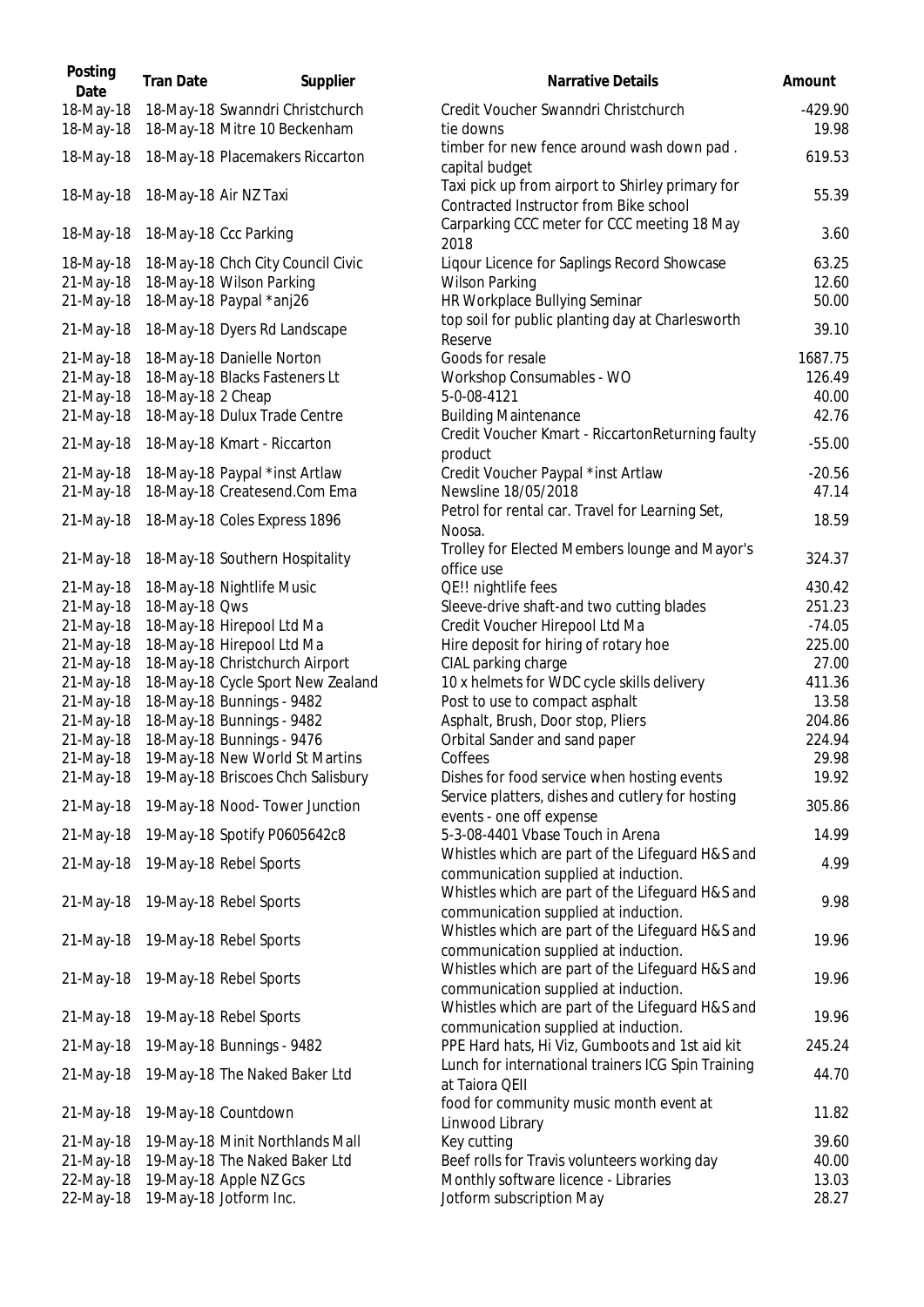| Posting Date | Tran Date | Supplier | Narrative Details | Amount |
|---|---|---|---|---|
| 18-May-18 | 18-May-18 | Swanndri Christchurch | Credit Voucher Swanndri Christchurch | -429.90 |
| 18-May-18 | 18-May-18 | Mitre 10 Beckenham | tie downs | 19.98 |
| 18-May-18 | 18-May-18 | Placemakers Riccarton | timber for new fence around wash down pad . capital budget | 619.53 |
| 18-May-18 | 18-May-18 | Air NZ Taxi | Taxi pick up from airport to Shirley primary for Contracted Instructor from Bike school | 55.39 |
| 18-May-18 | 18-May-18 | Ccc Parking | Carparking CCC meter for CCC meeting 18 May 2018 | 3.60 |
| 18-May-18 | 18-May-18 | Chch City Council Civic | Liqour Licence for Saplings Record Showcase | 63.25 |
| 21-May-18 | 18-May-18 | Wilson Parking | Wilson Parking | 12.60 |
| 21-May-18 | 18-May-18 | Paypal *anj26 | HR Workplace Bullying Seminar | 50.00 |
| 21-May-18 | 18-May-18 | Dyers Rd Landscape | top soil for public planting day at Charlesworth Reserve | 39.10 |
| 21-May-18 | 18-May-18 | Danielle Norton | Goods for resale | 1687.75 |
| 21-May-18 | 18-May-18 | Blacks Fasteners Lt | Workshop Consumables - WO | 126.49 |
| 21-May-18 | 18-May-18 | 2 Cheap | 5-0-08-4121 | 40.00 |
| 21-May-18 | 18-May-18 | Dulux Trade Centre | Building Maintenance | 42.76 |
| 21-May-18 | 18-May-18 | Kmart - Riccarton | Credit Voucher Kmart - RiccartonReturning faulty product | -55.00 |
| 21-May-18 | 18-May-18 | Paypal *inst Artlaw | Credit Voucher Paypal *inst Artlaw | -20.56 |
| 21-May-18 | 18-May-18 | Createsend.Com Ema | Newsline 18/05/2018 | 47.14 |
| 21-May-18 | 18-May-18 | Coles Express 1896 | Petrol for rental car. Travel for Learning Set, Noosa. | 18.59 |
| 21-May-18 | 18-May-18 | Southern Hospitality | Trolley for Elected Members lounge and Mayor's office use | 324.37 |
| 21-May-18 | 18-May-18 | Nightlife Music | QE!! nightlife fees | 430.42 |
| 21-May-18 | 18-May-18 | Qws | Sleeve-drive shaft-and two cutting blades | 251.23 |
| 21-May-18 | 18-May-18 | Hirepool Ltd Ma | Credit Voucher Hirepool Ltd Ma | -74.05 |
| 21-May-18 | 18-May-18 | Hirepool Ltd Ma | Hire deposit for hiring of rotary hoe | 225.00 |
| 21-May-18 | 18-May-18 | Christchurch Airport | CIAL parking charge | 27.00 |
| 21-May-18 | 18-May-18 | Cycle Sport New Zealand | 10 x helmets for WDC cycle skills delivery | 411.36 |
| 21-May-18 | 18-May-18 | Bunnings - 9482 | Post to use to compact asphalt | 13.58 |
| 21-May-18 | 18-May-18 | Bunnings - 9482 | Asphalt, Brush, Door stop, Pliers | 204.86 |
| 21-May-18 | 18-May-18 | Bunnings - 9476 | Orbital Sander and sand paper | 224.94 |
| 21-May-18 | 19-May-18 | New World St Martins | Coffees | 29.98 |
| 21-May-18 | 19-May-18 | Briscoes Chch Salisbury | Dishes for food service when hosting events | 19.92 |
| 21-May-18 | 19-May-18 | Nood- Tower Junction | Service platters, dishes and cutlery for hosting events - one off expense | 305.86 |
| 21-May-18 | 19-May-18 | Spotify P0605642c8 | 5-3-08-4401 Vbase Touch in Arena | 14.99 |
| 21-May-18 | 19-May-18 | Rebel Sports | Whistles which are part of the Lifeguard H&S and communication supplied at induction. | 4.99 |
| 21-May-18 | 19-May-18 | Rebel Sports | Whistles which are part of the Lifeguard H&S and communication supplied at induction. | 9.98 |
| 21-May-18 | 19-May-18 | Rebel Sports | Whistles which are part of the Lifeguard H&S and communication supplied at induction. | 19.96 |
| 21-May-18 | 19-May-18 | Rebel Sports | Whistles which are part of the Lifeguard H&S and communication supplied at induction. | 19.96 |
| 21-May-18 | 19-May-18 | Rebel Sports | Whistles which are part of the Lifeguard H&S and communication supplied at induction. | 19.96 |
| 21-May-18 | 19-May-18 | Bunnings - 9482 | PPE Hard hats, Hi Viz, Gumboots and 1st aid kit | 245.24 |
| 21-May-18 | 19-May-18 | The Naked Baker Ltd | Lunch for international trainers ICG Spin Training at Taiora QEII | 44.70 |
| 21-May-18 | 19-May-18 | Countdown | food for community music month event at Linwood Library | 11.82 |
| 21-May-18 | 19-May-18 | Minit Northlands Mall | Key cutting | 39.60 |
| 21-May-18 | 19-May-18 | The Naked Baker Ltd | Beef rolls for Travis volunteers working day | 40.00 |
| 22-May-18 | 19-May-18 | Apple NZ Gcs | Monthly software licence - Libraries | 13.03 |
| 22-May-18 | 19-May-18 | Jotform Inc. | Jotform subscription May | 28.27 |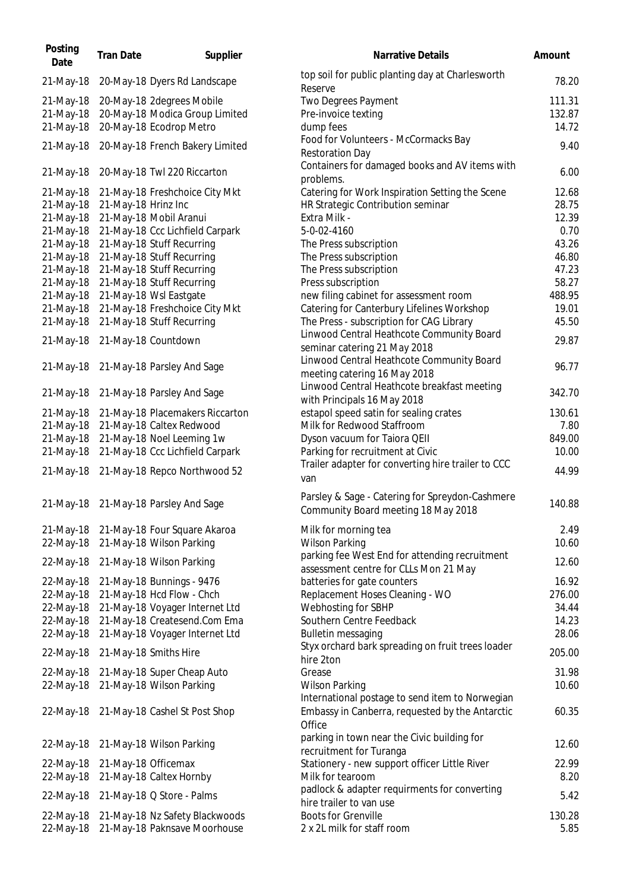| Posting Date | Tran Date | Supplier | Narrative Details | Amount |
|---|---|---|---|---|
| 21-May-18 | 20-May-18 | Dyers Rd Landscape | top soil for public planting day at Charlesworth Reserve | 78.20 |
| 21-May-18 | 20-May-18 | 2degrees Mobile | Two Degrees Payment | 111.31 |
| 21-May-18 | 20-May-18 | Modica Group Limited | Pre-invoice texting | 132.87 |
| 21-May-18 | 20-May-18 | Ecodrop Metro | dump fees | 14.72 |
| 21-May-18 | 20-May-18 | French Bakery Limited | Food for Volunteers - McCormacks Bay Restoration Day | 9.40 |
| 21-May-18 | 20-May-18 | Twl 220 Riccarton | Containers for damaged books and AV items with problems. | 6.00 |
| 21-May-18 | 21-May-18 | Freshchoice City Mkt | Catering for Work Inspiration Setting the Scene | 12.68 |
| 21-May-18 | 21-May-18 | Hrinz Inc | HR Strategic Contribution seminar | 28.75 |
| 21-May-18 | 21-May-18 | Mobil Aranui | Extra Milk - | 12.39 |
| 21-May-18 | 21-May-18 | Ccc Lichfield Carpark | 5-0-02-4160 | 0.70 |
| 21-May-18 | 21-May-18 | Stuff Recurring | The Press subscription | 43.26 |
| 21-May-18 | 21-May-18 | Stuff Recurring | The Press subscription | 46.80 |
| 21-May-18 | 21-May-18 | Stuff Recurring | The Press subscription | 47.23 |
| 21-May-18 | 21-May-18 | Stuff Recurring | Press subscription | 58.27 |
| 21-May-18 | 21-May-18 | Wsl Eastgate | new filing cabinet for assessment room | 488.95 |
| 21-May-18 | 21-May-18 | Freshchoice City Mkt | Catering for Canterbury Lifelines Workshop | 19.01 |
| 21-May-18 | 21-May-18 | Stuff Recurring | The Press - subscription for CAG Library | 45.50 |
| 21-May-18 | 21-May-18 | Countdown | Linwood Central Heathcote Community Board seminar catering 21 May 2018 | 29.87 |
| 21-May-18 | 21-May-18 | Parsley And Sage | Linwood Central Heathcote Community Board meeting catering 16 May 2018 | 96.77 |
| 21-May-18 | 21-May-18 | Parsley And Sage | Linwood Central Heathcote breakfast meeting with Principals 16 May 2018 | 342.70 |
| 21-May-18 | 21-May-18 | Placemakers Riccarton | estapol speed satin for sealing crates | 130.61 |
| 21-May-18 | 21-May-18 | Caltex Redwood | Milk for Redwood Staffroom | 7.80 |
| 21-May-18 | 21-May-18 | Noel Leeming 1w | Dyson vacuum for Taiora QEII | 849.00 |
| 21-May-18 | 21-May-18 | Ccc Lichfield Carpark | Parking for recruitment at Civic | 10.00 |
| 21-May-18 | 21-May-18 | Repco Northwood 52 | Trailer adapter for converting hire trailer to CCC van | 44.99 |
| 21-May-18 | 21-May-18 | Parsley And Sage | Parsley & Sage - Catering for Spreydon-Cashmere Community Board meeting 18 May 2018 | 140.88 |
| 21-May-18 | 21-May-18 | Four Square Akaroa | Milk for morning tea | 2.49 |
| 22-May-18 | 21-May-18 | Wilson Parking | Wilson Parking | 10.60 |
| 22-May-18 | 21-May-18 | Wilson Parking | parking fee West End for attending recruitment assessment centre for CLLs Mon 21 May | 12.60 |
| 22-May-18 | 21-May-18 | Bunnings - 9476 | batteries for gate counters | 16.92 |
| 22-May-18 | 21-May-18 | Hcd Flow - Chch | Replacement Hoses Cleaning - WO | 276.00 |
| 22-May-18 | 21-May-18 | Voyager Internet Ltd | Webhosting for SBHP | 34.44 |
| 22-May-18 | 21-May-18 | Createsend.Com Ema | Southern Centre Feedback | 14.23 |
| 22-May-18 | 21-May-18 | Voyager Internet Ltd | Bulletin messaging | 28.06 |
| 22-May-18 | 21-May-18 | Smiths Hire | Styx orchard bark spreading on fruit trees loader hire 2ton | 205.00 |
| 22-May-18 | 21-May-18 | Super Cheap Auto | Grease | 31.98 |
| 22-May-18 | 21-May-18 | Wilson Parking | Wilson Parking | 10.60 |
| 22-May-18 | 21-May-18 | Cashel St Post Shop | International postage to send item to Norwegian Embassy in Canberra, requested by the Antarctic Office | 60.35 |
| 22-May-18 | 21-May-18 | Wilson Parking | parking in town near the Civic building for recruitment for Turanga | 12.60 |
| 22-May-18 | 21-May-18 | Officemax | Stationery - new support officer Little River | 22.99 |
| 22-May-18 | 21-May-18 | Caltex Hornby | Milk for tearoom | 8.20 |
| 22-May-18 | 21-May-18 | Q Store - Palms | padlock & adapter requirments for converting hire trailer to van use | 5.42 |
| 22-May-18 | 21-May-18 | Nz Safety Blackwoods | Boots for Grenville | 130.28 |
| 22-May-18 | 21-May-18 | Paknsave Moorhouse | 2 x 2L milk for staff room | 5.85 |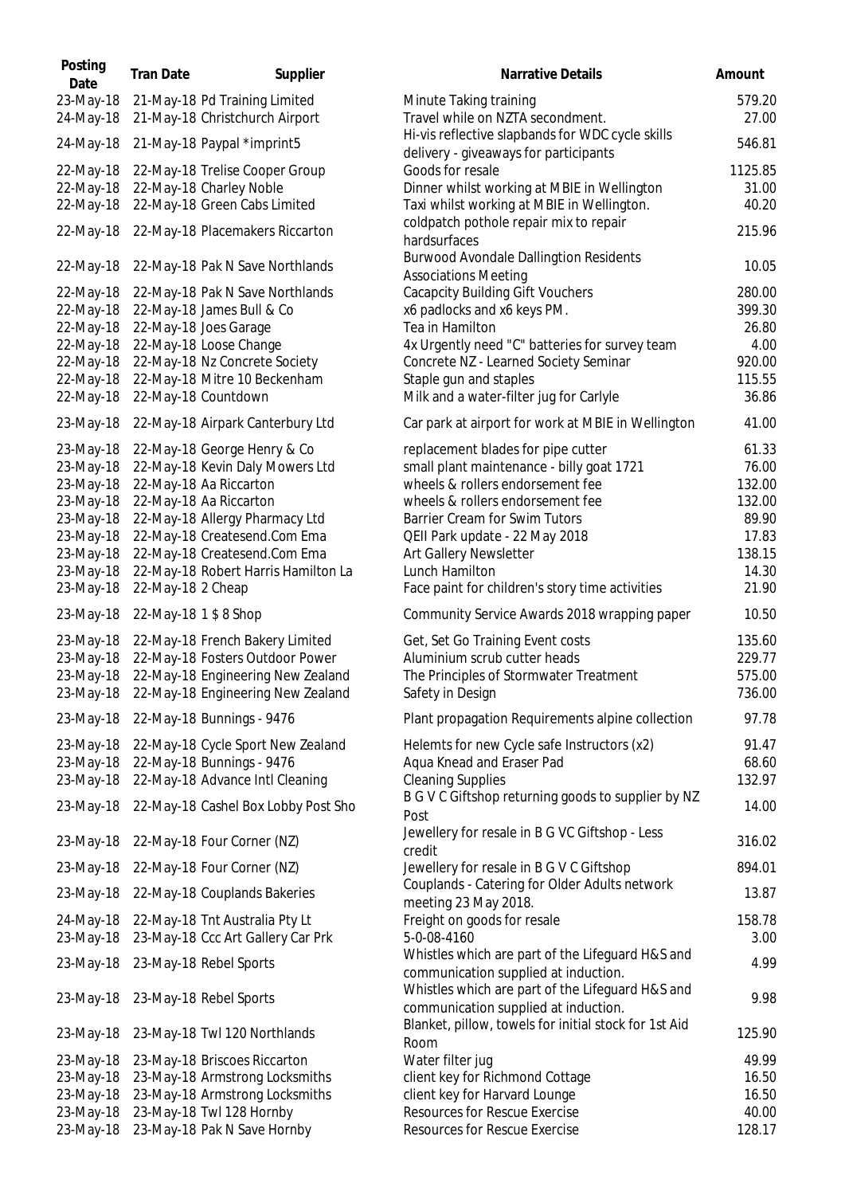| Posting Date | Tran Date | Supplier | Narrative Details | Amount |
|---|---|---|---|---|
| 23-May-18 | 21-May-18 | Pd Training Limited | Minute Taking training | 579.20 |
| 24-May-18 | 21-May-18 | Christchurch Airport | Travel while on NZTA secondment. | 27.00 |
| 24-May-18 | 21-May-18 | Paypal *imprint5 | Hi-vis reflective slapbands for WDC cycle skills delivery - giveaways for participants | 546.81 |
| 22-May-18 | 22-May-18 | Trelise Cooper Group | Goods for resale | 1125.85 |
| 22-May-18 | 22-May-18 | Charley Noble | Dinner whilst working at MBIE in Wellington | 31.00 |
| 22-May-18 | 22-May-18 | Green Cabs Limited | Taxi whilst working at MBIE in Wellington. | 40.20 |
| 22-May-18 | 22-May-18 | Placemakers Riccarton | coldpatch pothole repair mix to repair hardsurfaces | 215.96 |
| 22-May-18 | 22-May-18 | Pak N Save Northlands | Burwood Avondale Dallingtion Residents Associations Meeting | 10.05 |
| 22-May-18 | 22-May-18 | Pak N Save Northlands | Cacapcity Building Gift Vouchers | 280.00 |
| 22-May-18 | 22-May-18 | James Bull & Co | x6 padlocks and x6 keys PM. | 399.30 |
| 22-May-18 | 22-May-18 | Joes Garage | Tea in Hamilton | 26.80 |
| 22-May-18 | 22-May-18 | Loose Change | 4x Urgently need "C" batteries for survey team | 4.00 |
| 22-May-18 | 22-May-18 | Nz Concrete Society | Concrete NZ - Learned Society Seminar | 920.00 |
| 22-May-18 | 22-May-18 | Mitre 10 Beckenham | Staple gun and staples | 115.55 |
| 22-May-18 | 22-May-18 | Countdown | Milk and a water-filter jug for Carlyle | 36.86 |
| 23-May-18 | 22-May-18 | Airpark Canterbury Ltd | Car park at airport for work at MBIE in Wellington | 41.00 |
| 23-May-18 | 22-May-18 | George Henry & Co | replacement blades for pipe cutter | 61.33 |
| 23-May-18 | 22-May-18 | Kevin Daly Mowers Ltd | small plant maintenance - billy goat 1721 | 76.00 |
| 23-May-18 | 22-May-18 | Aa Riccarton | wheels & rollers endorsement fee | 132.00 |
| 23-May-18 | 22-May-18 | Aa Riccarton | wheels & rollers endorsement fee | 132.00 |
| 23-May-18 | 22-May-18 | Allergy Pharmacy Ltd | Barrier Cream for Swim Tutors | 89.90 |
| 23-May-18 | 22-May-18 | Createsend.Com Ema | QEII Park update - 22 May 2018 | 17.83 |
| 23-May-18 | 22-May-18 | Createsend.Com Ema | Art Gallery Newsletter | 138.15 |
| 23-May-18 | 22-May-18 | Robert Harris Hamilton La | Lunch Hamilton | 14.30 |
| 23-May-18 | 22-May-18 | 2 Cheap | Face paint for children's story time activities | 21.90 |
| 23-May-18 | 22-May-18 | 1 $ 8 Shop | Community Service Awards 2018 wrapping paper | 10.50 |
| 23-May-18 | 22-May-18 | French Bakery Limited | Get, Set Go Training Event costs | 135.60 |
| 23-May-18 | 22-May-18 | Fosters Outdoor Power | Aluminium scrub cutter heads | 229.77 |
| 23-May-18 | 22-May-18 | Engineering New Zealand | The Principles of Stormwater Treatment | 575.00 |
| 23-May-18 | 22-May-18 | Engineering New Zealand | Safety in Design | 736.00 |
| 23-May-18 | 22-May-18 | Bunnings - 9476 | Plant propagation Requirements alpine collection | 97.78 |
| 23-May-18 | 22-May-18 | Cycle Sport New Zealand | Helemts for new Cycle safe Instructors (x2) | 91.47 |
| 23-May-18 | 22-May-18 | Bunnings - 9476 | Aqua Knead and Eraser Pad | 68.60 |
| 23-May-18 | 22-May-18 | Advance Intl Cleaning | Cleaning Supplies | 132.97 |
| 23-May-18 | 22-May-18 | Cashel Box Lobby Post Sho | B G V C Giftshop returning goods to supplier by NZ Post | 14.00 |
| 23-May-18 | 22-May-18 | Four Corner (NZ) | Jewellery for resale in B G VC Giftshop - Less credit | 316.02 |
| 23-May-18 | 22-May-18 | Four Corner (NZ) | Jewellery for resale in B G V C Giftshop | 894.01 |
| 23-May-18 | 22-May-18 | Couplands Bakeries | Couplands - Catering for Older Adults network meeting 23 May 2018. | 13.87 |
| 24-May-18 | 22-May-18 | Tnt Australia Pty Lt | Freight on goods for resale | 158.78 |
| 23-May-18 | 23-May-18 | Ccc Art Gallery Car Prk | 5-0-08-4160 | 3.00 |
| 23-May-18 | 23-May-18 | Rebel Sports | Whistles which are part of the Lifeguard H&S and communication supplied at induction. | 4.99 |
| 23-May-18 | 23-May-18 | Rebel Sports | Whistles which are part of the Lifeguard H&S and communication supplied at induction. | 9.98 |
| 23-May-18 | 23-May-18 | Twl 120 Northlands | Blanket, pillow, towels for initial stock for 1st Aid Room | 125.90 |
| 23-May-18 | 23-May-18 | Briscoes Riccarton | Water filter jug | 49.99 |
| 23-May-18 | 23-May-18 | Armstrong Locksmiths | client key for Richmond Cottage | 16.50 |
| 23-May-18 | 23-May-18 | Armstrong Locksmiths | client key for Harvard Lounge | 16.50 |
| 23-May-18 | 23-May-18 | Twl 128 Hornby | Resources for Rescue Exercise | 40.00 |
| 23-May-18 | 23-May-18 | Pak N Save Hornby | Resources for Rescue Exercise | 128.17 |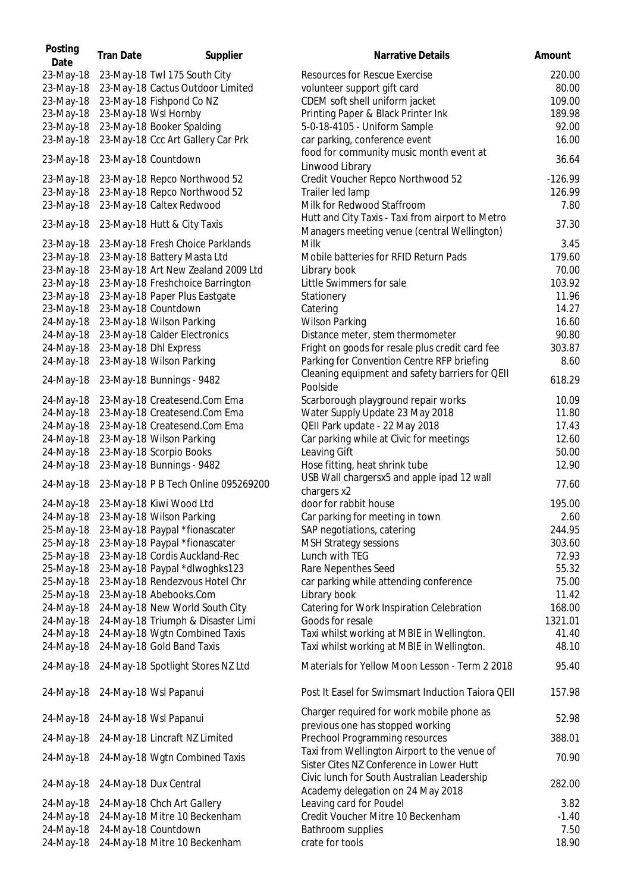| Posting Date | Tran Date | Supplier | Narrative Details | Amount |
|---|---|---|---|---|
| 23-May-18 | 23-May-18 | Twl 175 South City | Resources for Rescue Exercise | 220.00 |
| 23-May-18 | 23-May-18 | Cactus Outdoor Limited | volunteer support gift card | 80.00 |
| 23-May-18 | 23-May-18 | Fishpond Co NZ | CDEM soft shell uniform jacket | 109.00 |
| 23-May-18 | 23-May-18 | Wsl Hornby | Printing Paper & Black Printer Ink | 189.98 |
| 23-May-18 | 23-May-18 | Booker Spalding | 5-0-18-4105 - Uniform Sample | 92.00 |
| 23-May-18 | 23-May-18 | Ccc Art Gallery Car Prk | car parking, conference event | 16.00 |
| 23-May-18 | 23-May-18 | Countdown | food for community music month event at Linwood Library | 36.64 |
| 23-May-18 | 23-May-18 | Repco Northwood 52 | Credit Voucher Repco Northwood 52 | -126.99 |
| 23-May-18 | 23-May-18 | Repco Northwood 52 | Trailer led lamp | 126.99 |
| 23-May-18 | 23-May-18 | Caltex Redwood | Milk for Redwood Staffroom | 7.80 |
| 23-May-18 | 23-May-18 | Hutt & City Taxis | Hutt and City Taxis - Taxi from airport to Metro Managers meeting venue (central Wellington) | 37.30 |
| 23-May-18 | 23-May-18 | Fresh Choice Parklands | Milk | 3.45 |
| 23-May-18 | 23-May-18 | Battery Masta Ltd | Mobile batteries for RFID Return Pads | 179.60 |
| 23-May-18 | 23-May-18 | Art New Zealand 2009 Ltd | Library book | 70.00 |
| 23-May-18 | 23-May-18 | Freshchoice Barrington | Little Swimmers for sale | 103.92 |
| 23-May-18 | 23-May-18 | Paper Plus Eastgate | Stationery | 11.96 |
| 23-May-18 | 23-May-18 | Countdown | Catering | 14.27 |
| 24-May-18 | 23-May-18 | Wilson Parking | Wilson Parking | 16.60 |
| 24-May-18 | 23-May-18 | Calder Electronics | Distance meter, stem thermometer | 90.80 |
| 24-May-18 | 23-May-18 | Dhl Express | Fright on goods for resale plus credit card fee | 303.87 |
| 24-May-18 | 23-May-18 | Wilson Parking | Parking for Convention Centre RFP briefing | 8.60 |
| 24-May-18 | 23-May-18 | Bunnings - 9482 | Cleaning equipment and safety barriers for QEII Poolside | 618.29 |
| 24-May-18 | 23-May-18 | Createsend.Com Ema | Scarborough playground repair works | 10.09 |
| 24-May-18 | 23-May-18 | Createsend.Com Ema | Water Supply Update 23 May 2018 | 11.80 |
| 24-May-18 | 23-May-18 | Createsend.Com Ema | QEII Park update - 22 May 2018 | 17.43 |
| 24-May-18 | 23-May-18 | Wilson Parking | Car parking while at Civic for meetings | 12.60 |
| 24-May-18 | 23-May-18 | Scorpio Books | Leaving Gift | 50.00 |
| 24-May-18 | 23-May-18 | Bunnings - 9482 | Hose fitting, heat shrink tube | 12.90 |
| 24-May-18 | 23-May-18 | P B Tech Online 095269200 | USB Wall chargersx5 and apple ipad 12 wall chargers x2 | 77.60 |
| 24-May-18 | 23-May-18 | Kiwi Wood Ltd | door for rabbit house | 195.00 |
| 24-May-18 | 23-May-18 | Wilson Parking | Car parking for meeting in town | 2.60 |
| 25-May-18 | 23-May-18 | Paypal *fionascater | SAP negotiations, catering | 244.95 |
| 25-May-18 | 23-May-18 | Paypal *fionascater | MSH Strategy sessions | 303.60 |
| 25-May-18 | 23-May-18 | Cordis Auckland-Rec | Lunch with TEG | 72.93 |
| 25-May-18 | 23-May-18 | Paypal *dlwoghks123 | Rare Nepenthes Seed | 55.32 |
| 25-May-18 | 23-May-18 | Rendezvous Hotel Chr | car parking while attending conference | 75.00 |
| 25-May-18 | 23-May-18 | Abebooks.Com | Library book | 11.42 |
| 24-May-18 | 24-May-18 | New World South City | Catering for Work Inspiration Celebration | 168.00 |
| 24-May-18 | 24-May-18 | Triumph & Disaster Limi | Goods for resale | 1321.01 |
| 24-May-18 | 24-May-18 | Wgtn Combined Taxis | Taxi whilst working at MBIE in Wellington. | 41.40 |
| 24-May-18 | 24-May-18 | Gold Band Taxis | Taxi whilst working at MBIE in Wellington. | 48.10 |
| 24-May-18 | 24-May-18 | Spotlight Stores NZ Ltd | Materials for Yellow Moon Lesson - Term 2 2018 | 95.40 |
| 24-May-18 | 24-May-18 | Wsl Papanui | Post It Easel for Swimsmart Induction Taiora QEII | 157.98 |
| 24-May-18 | 24-May-18 | Wsl Papanui | Charger required for work mobile phone as previous one has stopped working | 52.98 |
| 24-May-18 | 24-May-18 | Lincraft NZ Limited | Prechool Programming resources | 388.01 |
| 24-May-18 | 24-May-18 | Wgtn Combined Taxis | Taxi from Wellington Airport to the venue of Sister Cites NZ Conference in Lower Hutt | 70.90 |
| 24-May-18 | 24-May-18 | Dux Central | Civic lunch for South Australian Leadership Academy delegation on 24 May 2018 | 282.00 |
| 24-May-18 | 24-May-18 | Chch Art Gallery | Leaving card for Poudel | 3.82 |
| 24-May-18 | 24-May-18 | Mitre 10 Beckenham | Credit Voucher Mitre 10 Beckenham | -1.40 |
| 24-May-18 | 24-May-18 | Countdown | Bathroom supplies | 7.50 |
| 24-May-18 | 24-May-18 | Mitre 10 Beckenham | crate for tools | 18.90 |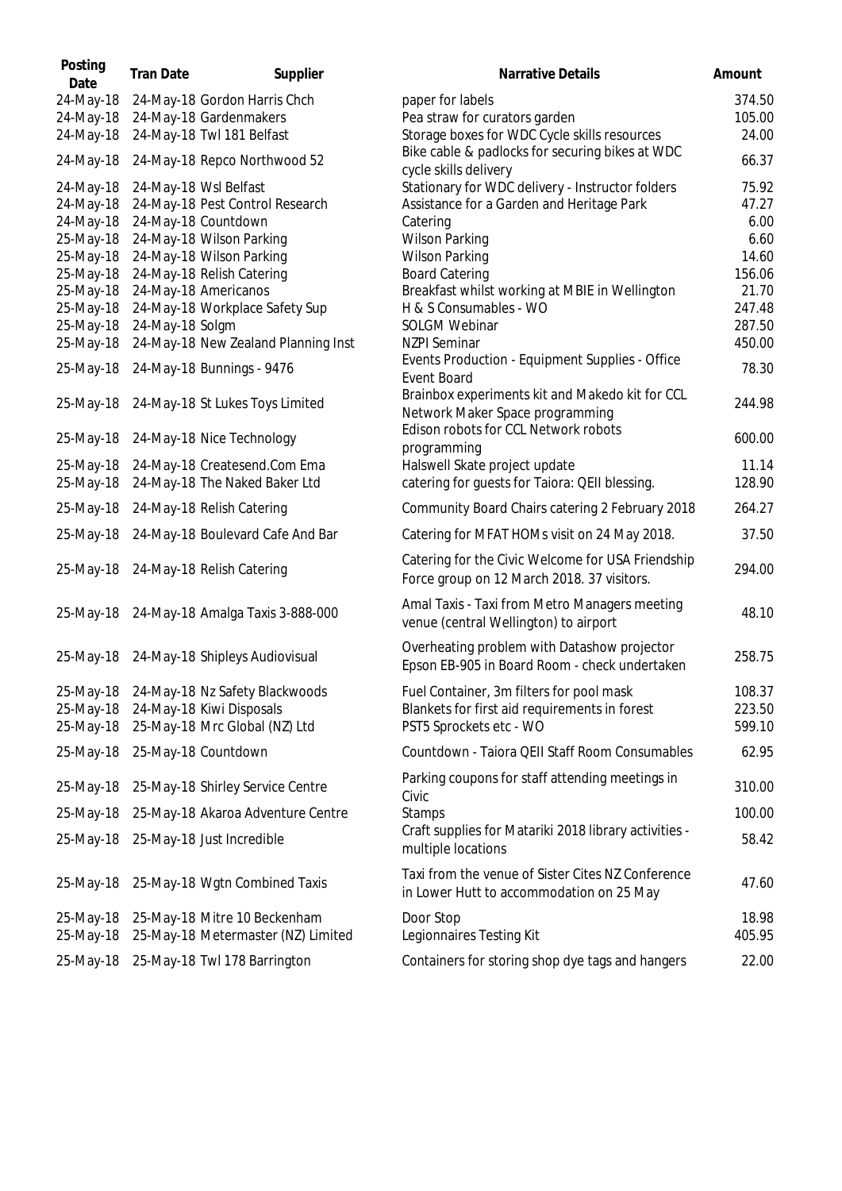| Posting Date | Tran Date | Supplier | Narrative Details | Amount |
|---|---|---|---|---|
| 24-May-18 | 24-May-18 | Gordon Harris Chch | paper for labels | 374.50 |
| 24-May-18 | 24-May-18 | Gardenmakers | Pea straw for curators garden | 105.00 |
| 24-May-18 | 24-May-18 | Twl 181 Belfast | Storage boxes for WDC Cycle skills resources | 24.00 |
| 24-May-18 | 24-May-18 | Repco Northwood 52 | Bike cable & padlocks for securing bikes at WDC cycle skills delivery | 66.37 |
| 24-May-18 | 24-May-18 | Wsl Belfast | Stationary for WDC delivery - Instructor folders | 75.92 |
| 24-May-18 | 24-May-18 | Pest Control Research | Assistance for a Garden and Heritage Park | 47.27 |
| 24-May-18 | 24-May-18 | Countdown | Catering | 6.00 |
| 25-May-18 | 24-May-18 | Wilson Parking | Wilson Parking | 6.60 |
| 25-May-18 | 24-May-18 | Wilson Parking | Wilson Parking | 14.60 |
| 25-May-18 | 24-May-18 | Relish Catering | Board Catering | 156.06 |
| 25-May-18 | 24-May-18 | Americanos | Breakfast whilst working at MBIE in Wellington | 21.70 |
| 25-May-18 | 24-May-18 | Workplace Safety Sup | H & S Consumables - WO | 247.48 |
| 25-May-18 | 24-May-18 | Solgm | SOLGM Webinar | 287.50 |
| 25-May-18 | 24-May-18 | New Zealand Planning Inst | NZPI Seminar | 450.00 |
| 25-May-18 | 24-May-18 | Bunnings - 9476 | Events Production - Equipment Supplies - Office Event Board | 78.30 |
| 25-May-18 | 24-May-18 | St Lukes Toys Limited | Brainbox experiments kit and Makedo kit for CCL Network Maker Space programming | 244.98 |
| 25-May-18 | 24-May-18 | Nice Technology | Edison robots for CCL Network robots programming | 600.00 |
| 25-May-18 | 24-May-18 | Createsend.Com Ema | Halswell Skate project update | 11.14 |
| 25-May-18 | 24-May-18 | The Naked Baker Ltd | catering for guests for Taiora: QEII blessing. | 128.90 |
| 25-May-18 | 24-May-18 | Relish Catering | Community Board Chairs catering 2 February 2018 | 264.27 |
| 25-May-18 | 24-May-18 | Boulevard Cafe And Bar | Catering for MFAT HOMs visit on 24 May 2018. | 37.50 |
| 25-May-18 | 24-May-18 | Relish Catering | Catering for the Civic Welcome for USA Friendship Force group on 12 March 2018. 37 visitors. | 294.00 |
| 25-May-18 | 24-May-18 | Amalga Taxis 3-888-000 | Amal Taxis - Taxi from Metro Managers meeting venue (central Wellington) to airport | 48.10 |
| 25-May-18 | 24-May-18 | Shipleys Audiovisual | Overheating problem with Datashow projector Epson EB-905 in Board Room - check undertaken | 258.75 |
| 25-May-18 | 24-May-18 | Nz Safety Blackwoods | Fuel Container, 3m filters for pool mask | 108.37 |
| 25-May-18 | 24-May-18 | Kiwi Disposals | Blankets for first aid requirements in forest | 223.50 |
| 25-May-18 | 25-May-18 | Mrc Global (NZ) Ltd | PST5 Sprockets etc - WO | 599.10 |
| 25-May-18 | 25-May-18 | Countdown | Countdown - Taiora QEII Staff Room Consumables | 62.95 |
| 25-May-18 | 25-May-18 | Shirley Service Centre | Parking coupons for staff attending meetings in Civic | 310.00 |
| 25-May-18 | 25-May-18 | Akaroa Adventure Centre | Stamps | 100.00 |
| 25-May-18 | 25-May-18 | Just Incredible | Craft supplies for Matariki 2018 library activities - multiple locations | 58.42 |
| 25-May-18 | 25-May-18 | Wgtn Combined Taxis | Taxi from the venue of Sister Cites NZ Conference in Lower Hutt to accommodation on 25 May | 47.60 |
| 25-May-18 | 25-May-18 | Mitre 10 Beckenham | Door Stop | 18.98 |
| 25-May-18 | 25-May-18 | Metermaster (NZ) Limited | Legionnaires Testing Kit | 405.95 |
| 25-May-18 | 25-May-18 | Twl 178 Barrington | Containers for storing shop dye tags and hangers | 22.00 |